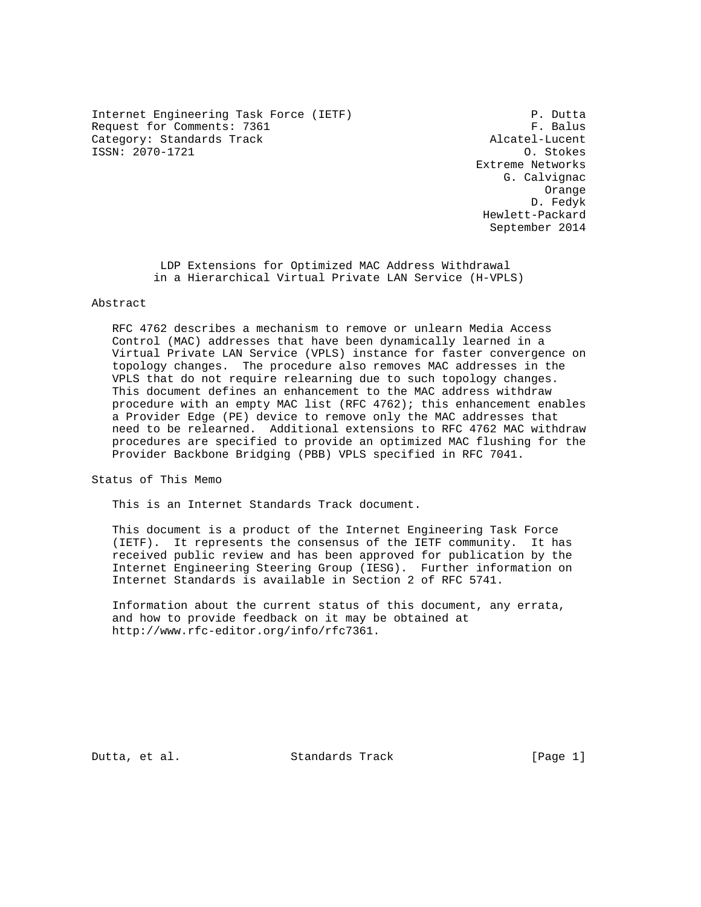Internet Engineering Task Force (IETF) P. Dutta
Request for Comments: 7361 F. Balus
Category: Standards Track Alcatel-Lucent
ISSN: 2070-1721 O. Stokes
Extreme Networks
G. Calvignac
Orange
D. Fedyk
Hewlett-Packard
September 2014

# LDP Extensions for Optimized MAC Address Withdrawal in a Hierarchical Virtual Private LAN Service (H-VPLS)

## Abstract

RFC 4762 describes a mechanism to remove or unlearn Media Access Control (MAC) addresses that have been dynamically learned in a Virtual Private LAN Service (VPLS) instance for faster convergence on topology changes. The procedure also removes MAC addresses in the VPLS that do not require relearning due to such topology changes. This document defines an enhancement to the MAC address withdraw procedure with an empty MAC list (RFC 4762); this enhancement enables a Provider Edge (PE) device to remove only the MAC addresses that need to be relearned. Additional extensions to RFC 4762 MAC withdraw procedures are specified to provide an optimized MAC flushing for the Provider Backbone Bridging (PBB) VPLS specified in RFC 7041.

## Status of This Memo

This is an Internet Standards Track document.

This document is a product of the Internet Engineering Task Force (IETF). It represents the consensus of the IETF community. It has received public review and has been approved for publication by the Internet Engineering Steering Group (IESG). Further information on Internet Standards is available in Section 2 of RFC 5741.

Information about the current status of this document, any errata, and how to provide feedback on it may be obtained at http://www.rfc-editor.org/info/rfc7361.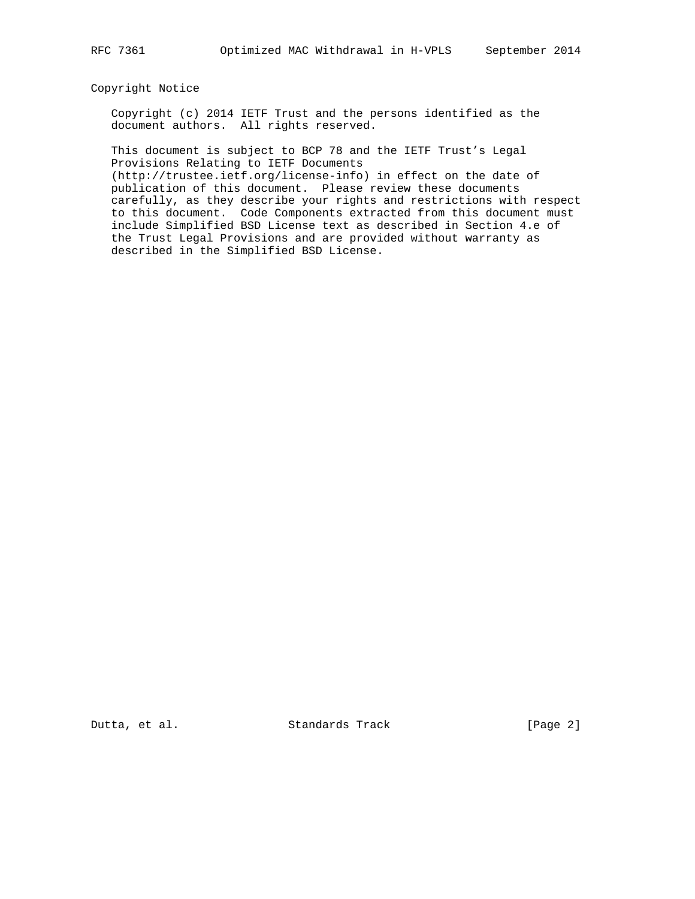## Copyright Notice

Copyright (c) 2014 IETF Trust and the persons identified as the document authors. All rights reserved.

This document is subject to BCP 78 and the IETF Trust's Legal Provisions Relating to IETF Documents (http://trustee.ietf.org/license-info) in effect on the date of publication of this document. Please review these documents carefully, as they describe your rights and restrictions with respect to this document. Code Components extracted from this document must include Simplified BSD License text as described in Section 4.e of the Trust Legal Provisions and are provided without warranty as described in the Simplified BSD License.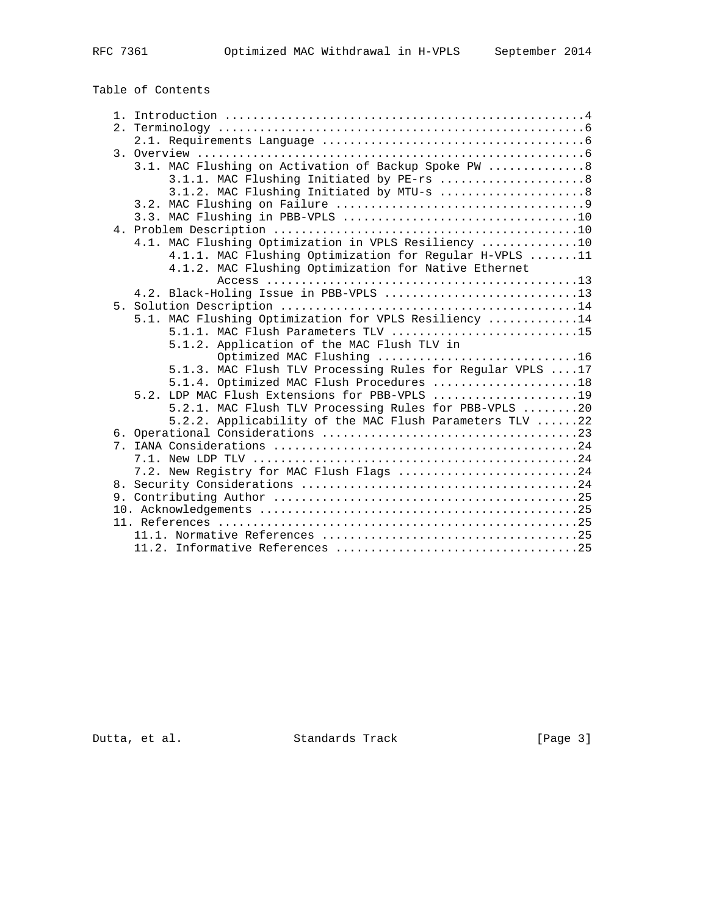Table of Contents

```
   1. Introduction ....................................................4
   2. Terminology .....................................................6
      2.1. Requirements Language ......................................6
   3. Overview ........................................................6
      3.1. MAC Flushing on Activation of Backup Spoke PW ..............8
           3.1.1. MAC Flushing Initiated by PE-rs .....................8
           3.1.2. MAC Flushing Initiated by MTU-s .....................8
      3.2. MAC Flushing on Failure ....................................9
      3.3. MAC Flushing in PBB-VPLS ..................................10
   4. Problem Description ............................................10
      4.1. MAC Flushing Optimization in VPLS Resiliency ..............10
           4.1.1. MAC Flushing Optimization for Regular H-VPLS .......11
           4.1.2. MAC Flushing Optimization for Native Ethernet
                  Access .............................................13
      4.2. Black-Holing Issue in PBB-VPLS ............................13
   5. Solution Description ...........................................14
      5.1. MAC Flushing Optimization for VPLS Resiliency .............14
           5.1.1. MAC Flush Parameters TLV ...........................15
           5.1.2. Application of the MAC Flush TLV in
                  Optimized MAC Flushing .............................16
           5.1.3. MAC Flush TLV Processing Rules for Regular VPLS ....17
           5.1.4. Optimized MAC Flush Procedures .....................18
      5.2. LDP MAC Flush Extensions for PBB-VPLS .....................19
           5.2.1. MAC Flush TLV Processing Rules for PBB-VPLS ........20
           5.2.2. Applicability of the MAC Flush Parameters TLV ......22
   6. Operational Considerations .....................................23
   7. IANA Considerations ............................................24
      7.1. New LDP TLV ...............................................24
      7.2. New Registry for MAC Flush Flags ..........................24
   8. Security Considerations ........................................24
   9. Contributing Author ............................................25
   10. Acknowledgements ..............................................25
   11. References ....................................................25
      11.1. Normative References .....................................25
      11.2. Informative References ...................................25
```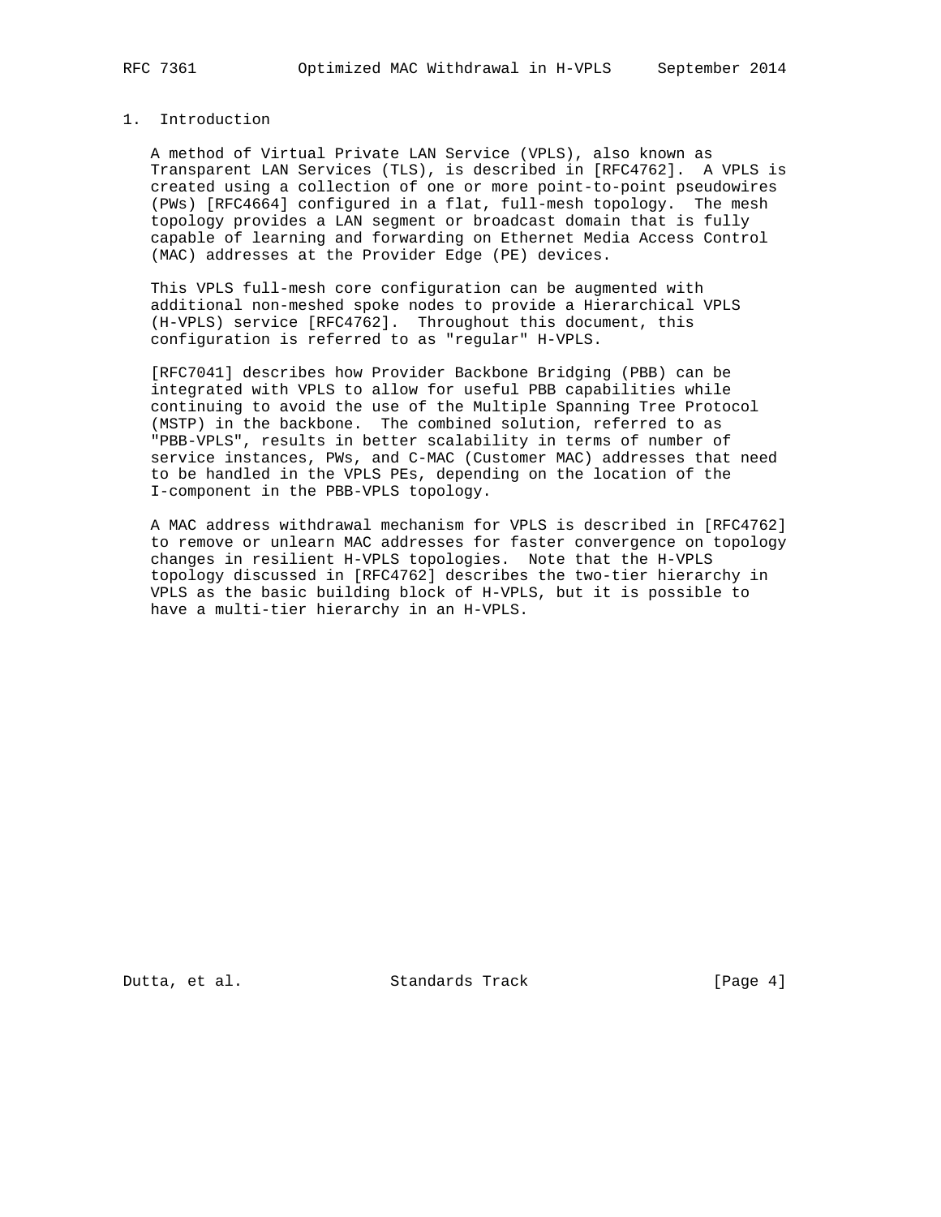# 1. Introduction

A method of Virtual Private LAN Service (VPLS), also known as Transparent LAN Services (TLS), is described in [RFC4762]. A VPLS is created using a collection of one or more point-to-point pseudowires (PWs) [RFC4664] configured in a flat, full-mesh topology. The mesh topology provides a LAN segment or broadcast domain that is fully capable of learning and forwarding on Ethernet Media Access Control (MAC) addresses at the Provider Edge (PE) devices.

This VPLS full-mesh core configuration can be augmented with additional non-meshed spoke nodes to provide a Hierarchical VPLS (H-VPLS) service [RFC4762]. Throughout this document, this configuration is referred to as "regular" H-VPLS.

[RFC7041] describes how Provider Backbone Bridging (PBB) can be integrated with VPLS to allow for useful PBB capabilities while continuing to avoid the use of the Multiple Spanning Tree Protocol (MSTP) in the backbone. The combined solution, referred to as "PBB-VPLS", results in better scalability in terms of number of service instances, PWs, and C-MAC (Customer MAC) addresses that need to be handled in the VPLS PEs, depending on the location of the I-component in the PBB-VPLS topology.

A MAC address withdrawal mechanism for VPLS is described in [RFC4762] to remove or unlearn MAC addresses for faster convergence on topology changes in resilient H-VPLS topologies. Note that the H-VPLS topology discussed in [RFC4762] describes the two-tier hierarchy in VPLS as the basic building block of H-VPLS, but it is possible to have a multi-tier hierarchy in an H-VPLS.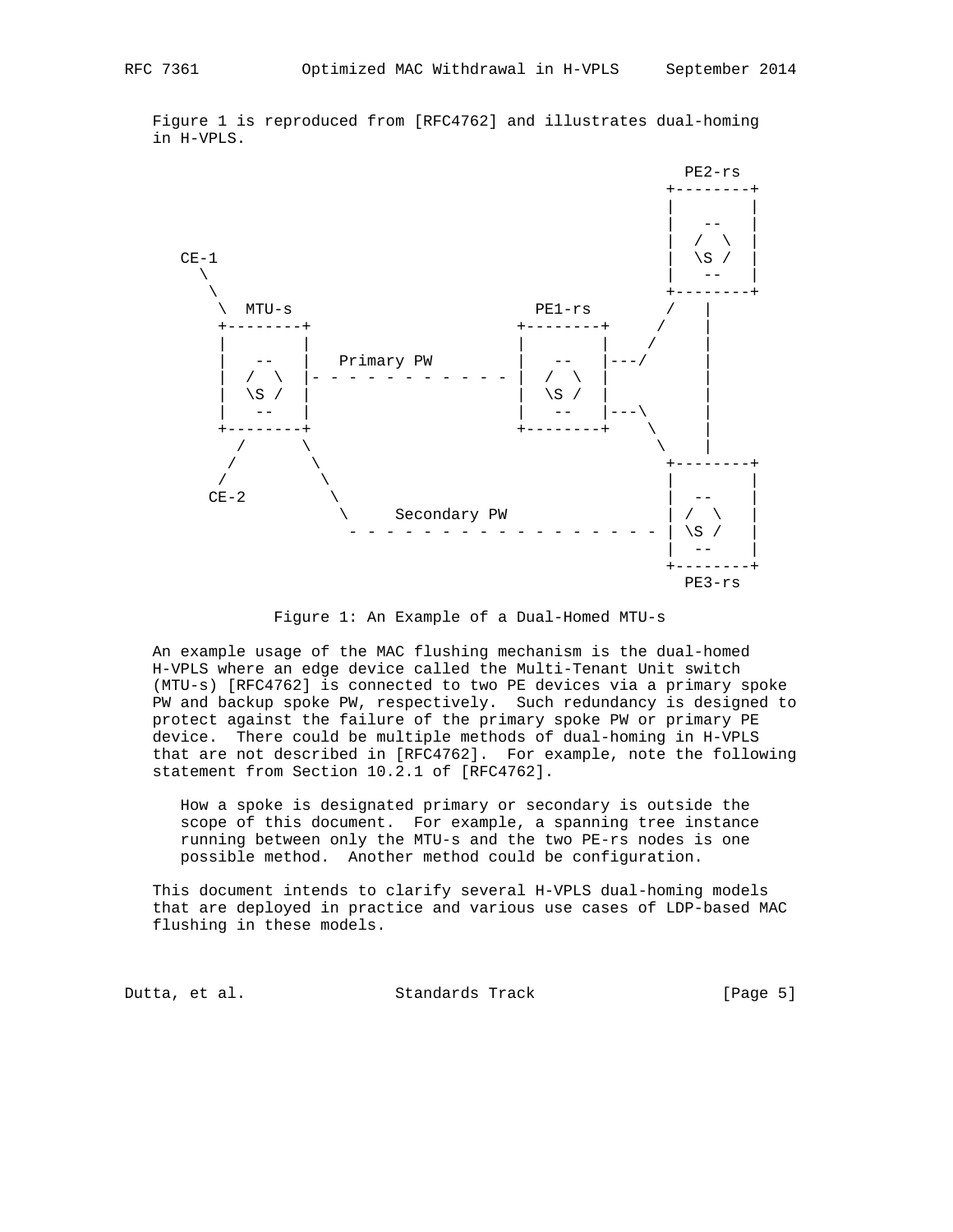Figure 1 is reproduced from [RFC4762] and illustrates dual-homing in H-VPLS.

```
                                                          PE2-rs
                                                        +--------+
                                                        |        |
                                                        |   --   |
                                                        |  /  \  |
    CE-1                                                |  \S /  |
      \                                                 |   --   |
       \                                                +--------+
        \  MTU-s                          PE1-rs        /   |
        +--------+                      +--------+     /    |
        |        |                      |        |    /     |
        |   --   |   Primary PW         |   --   |---/      |
        |  /  \  |- - - - - - - - - - - |  /  \  |          |
        |  \S /  |                      |  \S /  |          |
        |   --   |                      |   --   |---\      |
        +--------+                      +--------+    \     |
          /      \                                     \    |
         /        \                                 +--------+
        /          \                                |        |
      CE-2          \                               |  --    |
                     \     Secondary PW             | /  \   |
                      - - - - - - - - - - - - - - - | \S /   |
                                                    |  --    |
                                                    +--------+
                                                      PE3-rs
```

Figure 1: An Example of a Dual-Homed MTU-s

An example usage of the MAC flushing mechanism is the dual-homed H-VPLS where an edge device called the Multi-Tenant Unit switch (MTU-s) [RFC4762] is connected to two PE devices via a primary spoke PW and backup spoke PW, respectively. Such redundancy is designed to protect against the failure of the primary spoke PW or primary PE device. There could be multiple methods of dual-homing in H-VPLS that are not described in [RFC4762]. For example, note the following statement from Section 10.2.1 of [RFC4762].

> How a spoke is designated primary or secondary is outside the scope of this document. For example, a spanning tree instance running between only the MTU-s and the two PE-rs nodes is one possible method. Another method could be configuration.

This document intends to clarify several H-VPLS dual-homing models that are deployed in practice and various use cases of LDP-based MAC flushing in these models.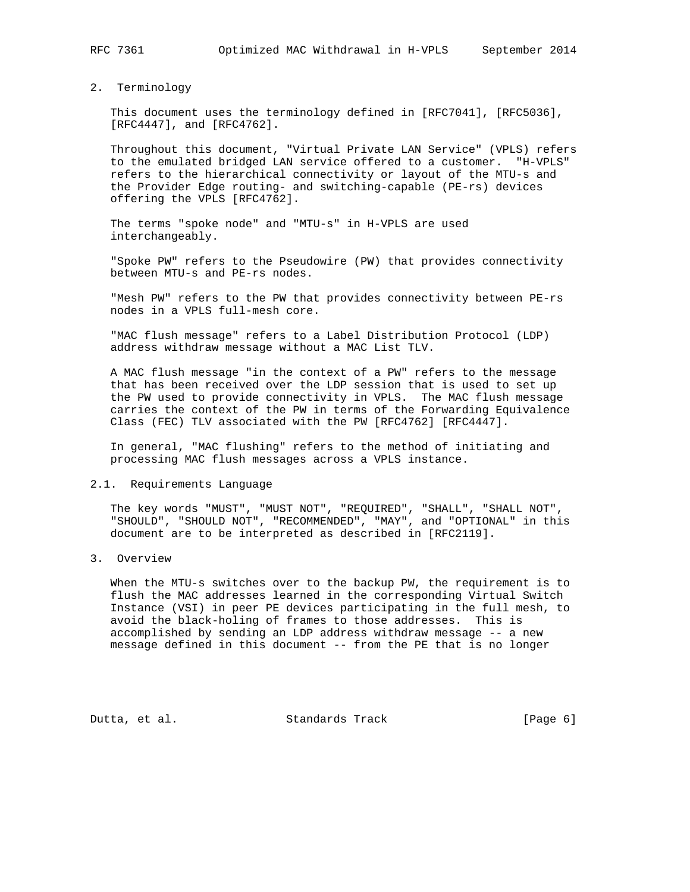## 2. Terminology

This document uses the terminology defined in [RFC7041], [RFC5036], [RFC4447], and [RFC4762].

Throughout this document, "Virtual Private LAN Service" (VPLS) refers to the emulated bridged LAN service offered to a customer. "H-VPLS" refers to the hierarchical connectivity or layout of the MTU-s and the Provider Edge routing- and switching-capable (PE-rs) devices offering the VPLS [RFC4762].

The terms "spoke node" and "MTU-s" in H-VPLS are used interchangeably.

"Spoke PW" refers to the Pseudowire (PW) that provides connectivity between MTU-s and PE-rs nodes.

"Mesh PW" refers to the PW that provides connectivity between PE-rs nodes in a VPLS full-mesh core.

"MAC flush message" refers to a Label Distribution Protocol (LDP) address withdraw message without a MAC List TLV.

A MAC flush message "in the context of a PW" refers to the message that has been received over the LDP session that is used to set up the PW used to provide connectivity in VPLS. The MAC flush message carries the context of the PW in terms of the Forwarding Equivalence Class (FEC) TLV associated with the PW [RFC4762] [RFC4447].

In general, "MAC flushing" refers to the method of initiating and processing MAC flush messages across a VPLS instance.

### 2.1. Requirements Language

The key words "MUST", "MUST NOT", "REQUIRED", "SHALL", "SHALL NOT", "SHOULD", "SHOULD NOT", "RECOMMENDED", "MAY", and "OPTIONAL" in this document are to be interpreted as described in [RFC2119].

## 3. Overview

When the MTU-s switches over to the backup PW, the requirement is to flush the MAC addresses learned in the corresponding Virtual Switch Instance (VSI) in peer PE devices participating in the full mesh, to avoid the black-holing of frames to those addresses. This is accomplished by sending an LDP address withdraw message -- a new message defined in this document -- from the PE that is no longer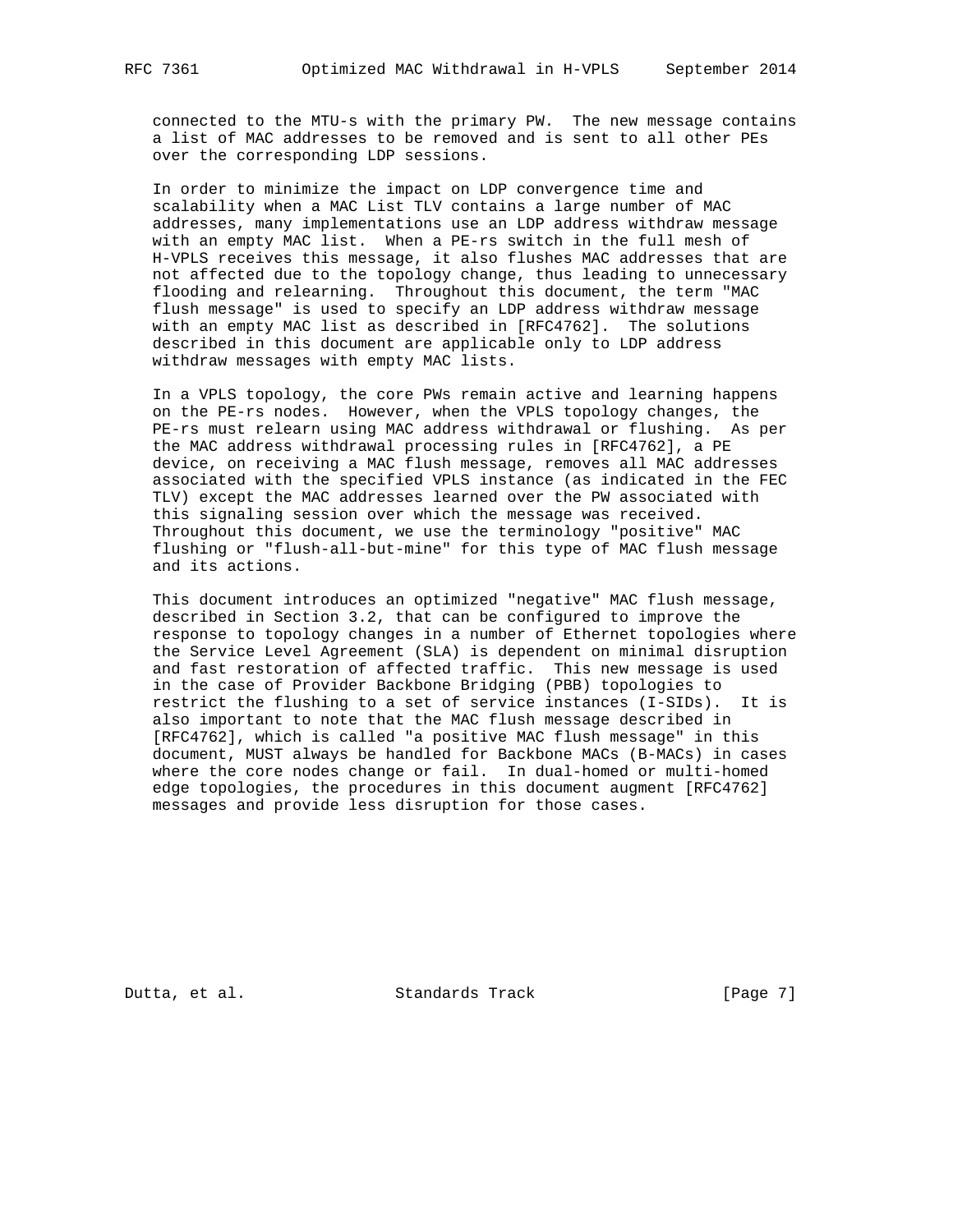connected to the MTU-s with the primary PW. The new message contains a list of MAC addresses to be removed and is sent to all other PEs over the corresponding LDP sessions.

In order to minimize the impact on LDP convergence time and scalability when a MAC List TLV contains a large number of MAC addresses, many implementations use an LDP address withdraw message with an empty MAC list. When a PE-rs switch in the full mesh of H-VPLS receives this message, it also flushes MAC addresses that are not affected due to the topology change, thus leading to unnecessary flooding and relearning. Throughout this document, the term "MAC flush message" is used to specify an LDP address withdraw message with an empty MAC list as described in [RFC4762]. The solutions described in this document are applicable only to LDP address withdraw messages with empty MAC lists.

In a VPLS topology, the core PWs remain active and learning happens on the PE-rs nodes. However, when the VPLS topology changes, the PE-rs must relearn using MAC address withdrawal or flushing. As per the MAC address withdrawal processing rules in [RFC4762], a PE device, on receiving a MAC flush message, removes all MAC addresses associated with the specified VPLS instance (as indicated in the FEC TLV) except the MAC addresses learned over the PW associated with this signaling session over which the message was received. Throughout this document, we use the terminology "positive" MAC flushing or "flush-all-but-mine" for this type of MAC flush message and its actions.

This document introduces an optimized "negative" MAC flush message, described in Section 3.2, that can be configured to improve the response to topology changes in a number of Ethernet topologies where the Service Level Agreement (SLA) is dependent on minimal disruption and fast restoration of affected traffic. This new message is used in the case of Provider Backbone Bridging (PBB) topologies to restrict the flushing to a set of service instances (I-SIDs). It is also important to note that the MAC flush message described in [RFC4762], which is called "a positive MAC flush message" in this document, MUST always be handled for Backbone MACs (B-MACs) in cases where the core nodes change or fail. In dual-homed or multi-homed edge topologies, the procedures in this document augment [RFC4762] messages and provide less disruption for those cases.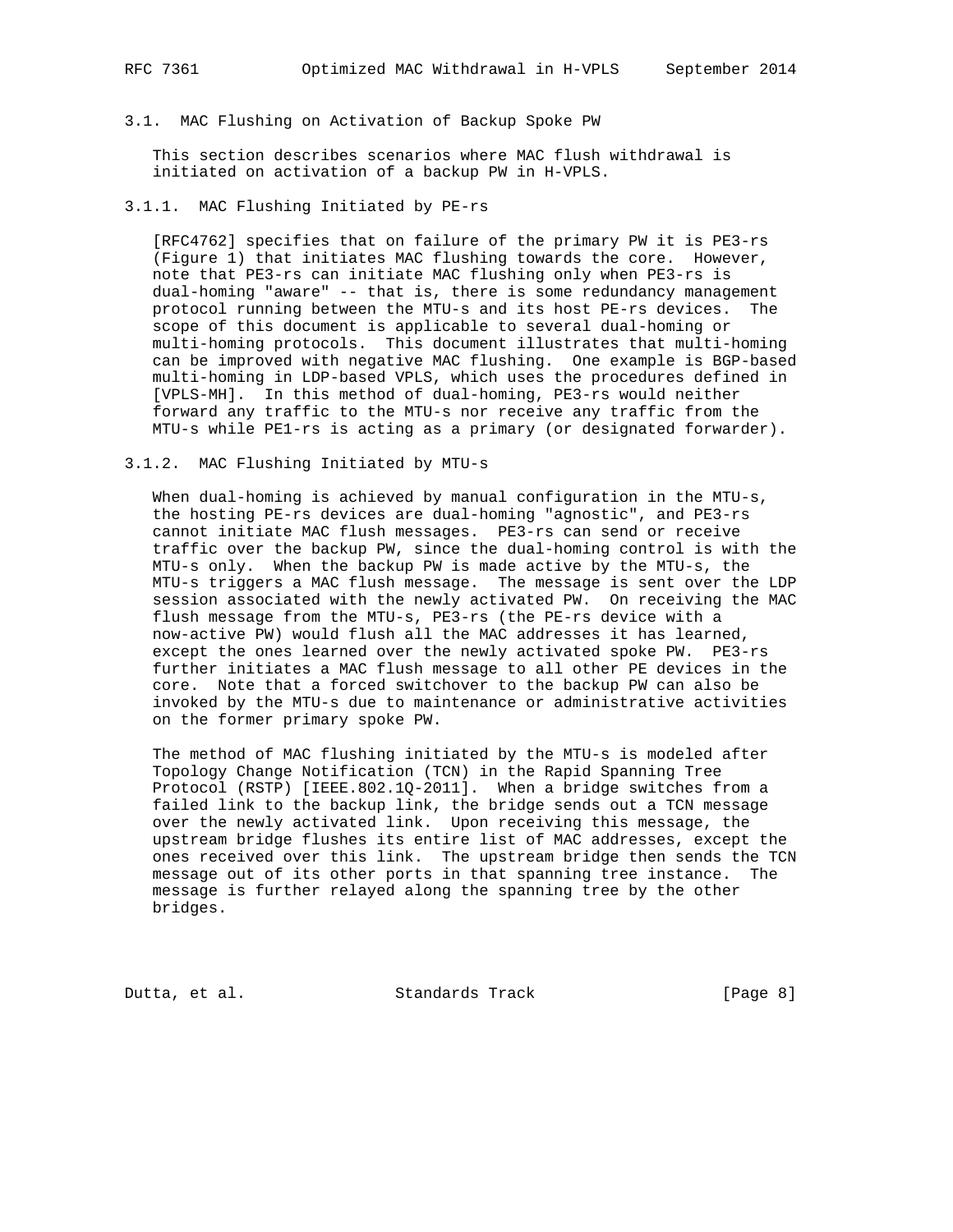### 3.1. MAC Flushing on Activation of Backup Spoke PW

This section describes scenarios where MAC flush withdrawal is initiated on activation of a backup PW in H-VPLS.

#### 3.1.1. MAC Flushing Initiated by PE-rs

[RFC4762] specifies that on failure of the primary PW it is PE3-rs (Figure 1) that initiates MAC flushing towards the core. However, note that PE3-rs can initiate MAC flushing only when PE3-rs is dual-homing "aware" -- that is, there is some redundancy management protocol running between the MTU-s and its host PE-rs devices. The scope of this document is applicable to several dual-homing or multi-homing protocols. This document illustrates that multi-homing can be improved with negative MAC flushing. One example is BGP-based multi-homing in LDP-based VPLS, which uses the procedures defined in [VPLS-MH]. In this method of dual-homing, PE3-rs would neither forward any traffic to the MTU-s nor receive any traffic from the MTU-s while PE1-rs is acting as a primary (or designated forwarder).

#### 3.1.2. MAC Flushing Initiated by MTU-s

When dual-homing is achieved by manual configuration in the MTU-s, the hosting PE-rs devices are dual-homing "agnostic", and PE3-rs cannot initiate MAC flush messages. PE3-rs can send or receive traffic over the backup PW, since the dual-homing control is with the MTU-s only. When the backup PW is made active by the MTU-s, the MTU-s triggers a MAC flush message. The message is sent over the LDP session associated with the newly activated PW. On receiving the MAC flush message from the MTU-s, PE3-rs (the PE-rs device with a now-active PW) would flush all the MAC addresses it has learned, except the ones learned over the newly activated spoke PW. PE3-rs further initiates a MAC flush message to all other PE devices in the core. Note that a forced switchover to the backup PW can also be invoked by the MTU-s due to maintenance or administrative activities on the former primary spoke PW.

The method of MAC flushing initiated by the MTU-s is modeled after Topology Change Notification (TCN) in the Rapid Spanning Tree Protocol (RSTP) [IEEE.802.1Q-2011]. When a bridge switches from a failed link to the backup link, the bridge sends out a TCN message over the newly activated link. Upon receiving this message, the upstream bridge flushes its entire list of MAC addresses, except the ones received over this link. The upstream bridge then sends the TCN message out of its other ports in that spanning tree instance. The message is further relayed along the spanning tree by the other bridges.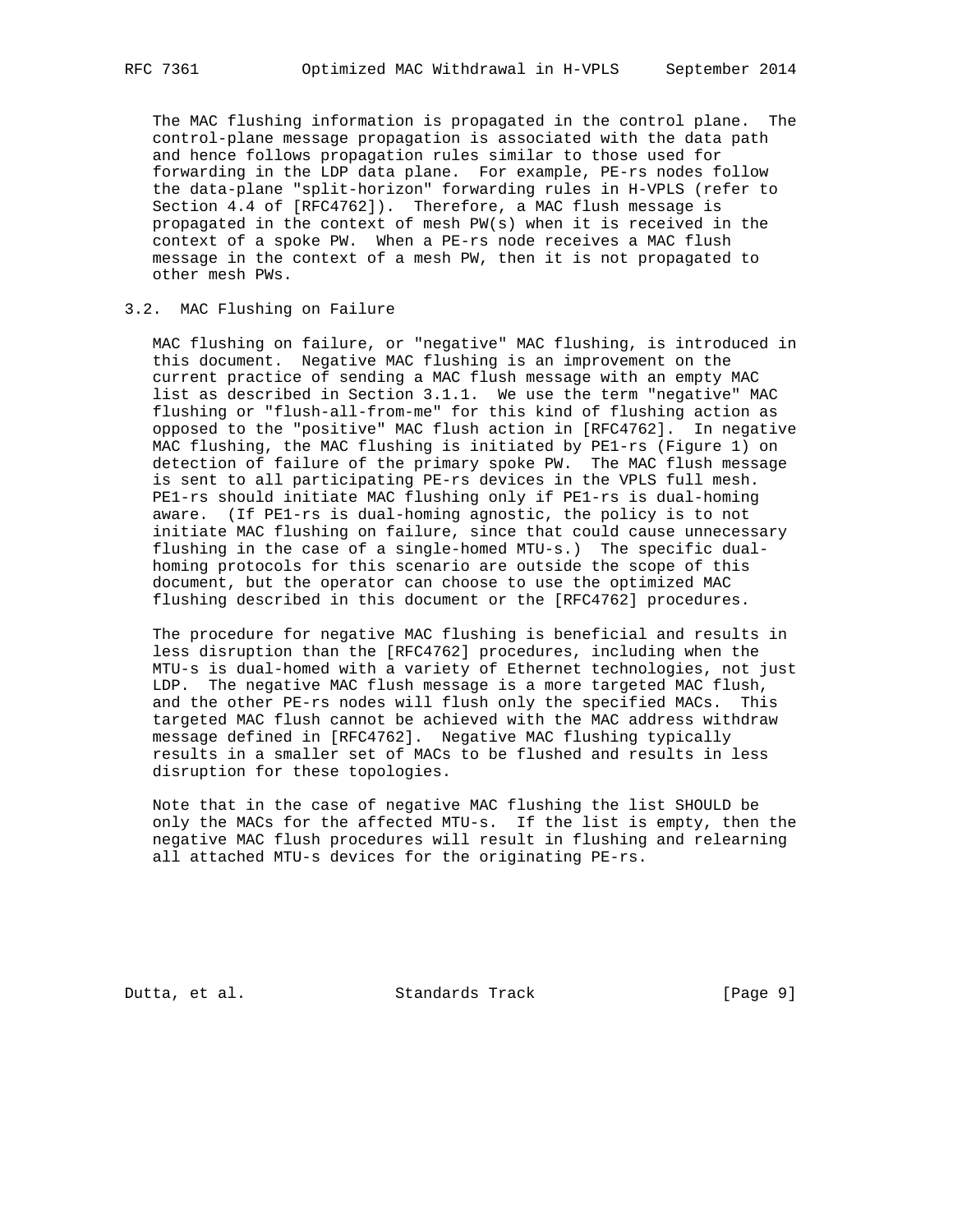The MAC flushing information is propagated in the control plane. The control-plane message propagation is associated with the data path and hence follows propagation rules similar to those used for forwarding in the LDP data plane. For example, PE-rs nodes follow the data-plane "split-horizon" forwarding rules in H-VPLS (refer to Section 4.4 of [RFC4762]). Therefore, a MAC flush message is propagated in the context of mesh PW(s) when it is received in the context of a spoke PW. When a PE-rs node receives a MAC flush message in the context of a mesh PW, then it is not propagated to other mesh PWs.

### 3.2. MAC Flushing on Failure

MAC flushing on failure, or "negative" MAC flushing, is introduced in this document. Negative MAC flushing is an improvement on the current practice of sending a MAC flush message with an empty MAC list as described in Section 3.1.1. We use the term "negative" MAC flushing or "flush-all-from-me" for this kind of flushing action as opposed to the "positive" MAC flush action in [RFC4762]. In negative MAC flushing, the MAC flushing is initiated by PE1-rs (Figure 1) on detection of failure of the primary spoke PW. The MAC flush message is sent to all participating PE-rs devices in the VPLS full mesh. PE1-rs should initiate MAC flushing only if PE1-rs is dual-homing aware. (If PE1-rs is dual-homing agnostic, the policy is to not initiate MAC flushing on failure, since that could cause unnecessary flushing in the case of a single-homed MTU-s.) The specific dual-homing protocols for this scenario are outside the scope of this document, but the operator can choose to use the optimized MAC flushing described in this document or the [RFC4762] procedures.

The procedure for negative MAC flushing is beneficial and results in less disruption than the [RFC4762] procedures, including when the MTU-s is dual-homed with a variety of Ethernet technologies, not just LDP. The negative MAC flush message is a more targeted MAC flush, and the other PE-rs nodes will flush only the specified MACs. This targeted MAC flush cannot be achieved with the MAC address withdraw message defined in [RFC4762]. Negative MAC flushing typically results in a smaller set of MACs to be flushed and results in less disruption for these topologies.

Note that in the case of negative MAC flushing the list SHOULD be only the MACs for the affected MTU-s. If the list is empty, then the negative MAC flush procedures will result in flushing and relearning all attached MTU-s devices for the originating PE-rs.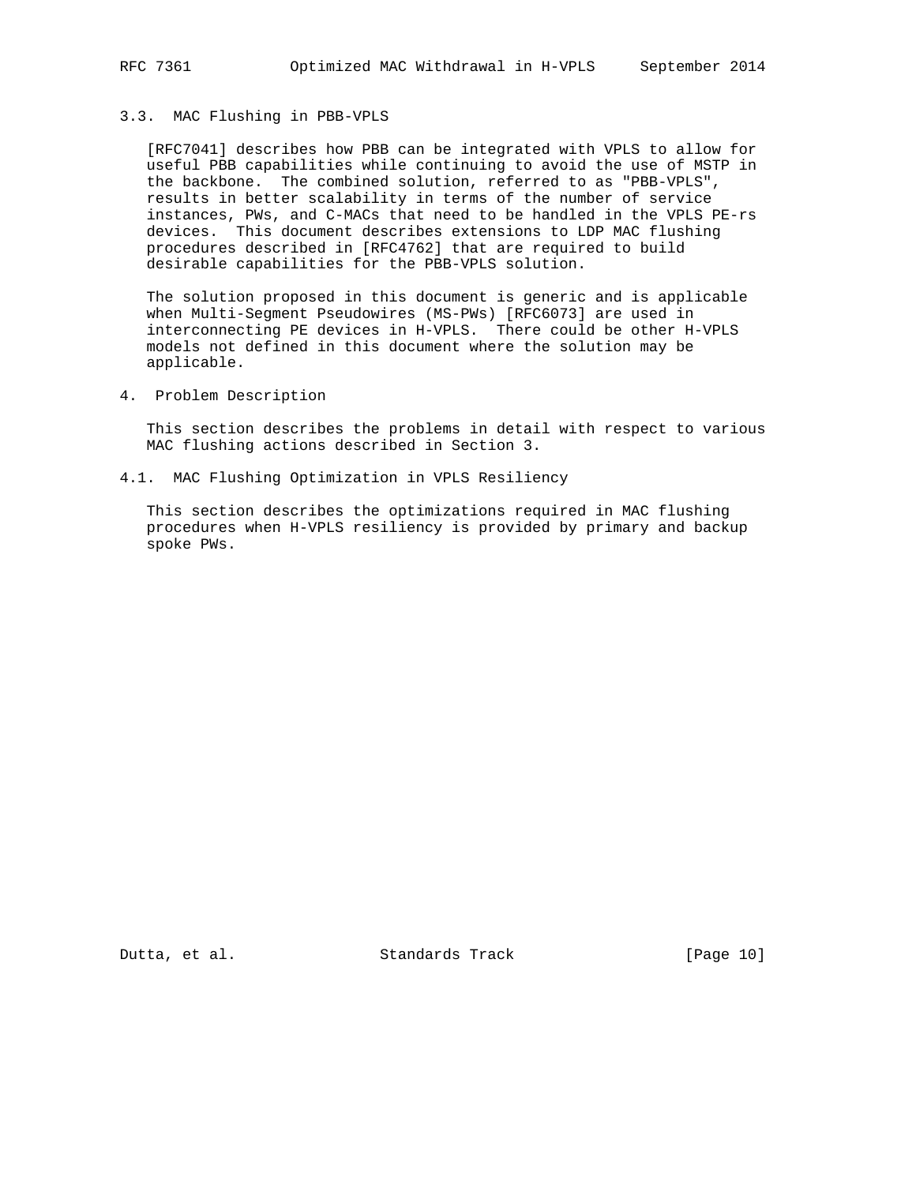### 3.3. MAC Flushing in PBB-VPLS

[RFC7041] describes how PBB can be integrated with VPLS to allow for useful PBB capabilities while continuing to avoid the use of MSTP in the backbone. The combined solution, referred to as "PBB-VPLS", results in better scalability in terms of the number of service instances, PWs, and C-MACs that need to be handled in the VPLS PE-rs devices. This document describes extensions to LDP MAC flushing procedures described in [RFC4762] that are required to build desirable capabilities for the PBB-VPLS solution.

The solution proposed in this document is generic and is applicable when Multi-Segment Pseudowires (MS-PWs) [RFC6073] are used in interconnecting PE devices in H-VPLS. There could be other H-VPLS models not defined in this document where the solution may be applicable.

## 4. Problem Description

This section describes the problems in detail with respect to various MAC flushing actions described in Section 3.

### 4.1. MAC Flushing Optimization in VPLS Resiliency

This section describes the optimizations required in MAC flushing procedures when H-VPLS resiliency is provided by primary and backup spoke PWs.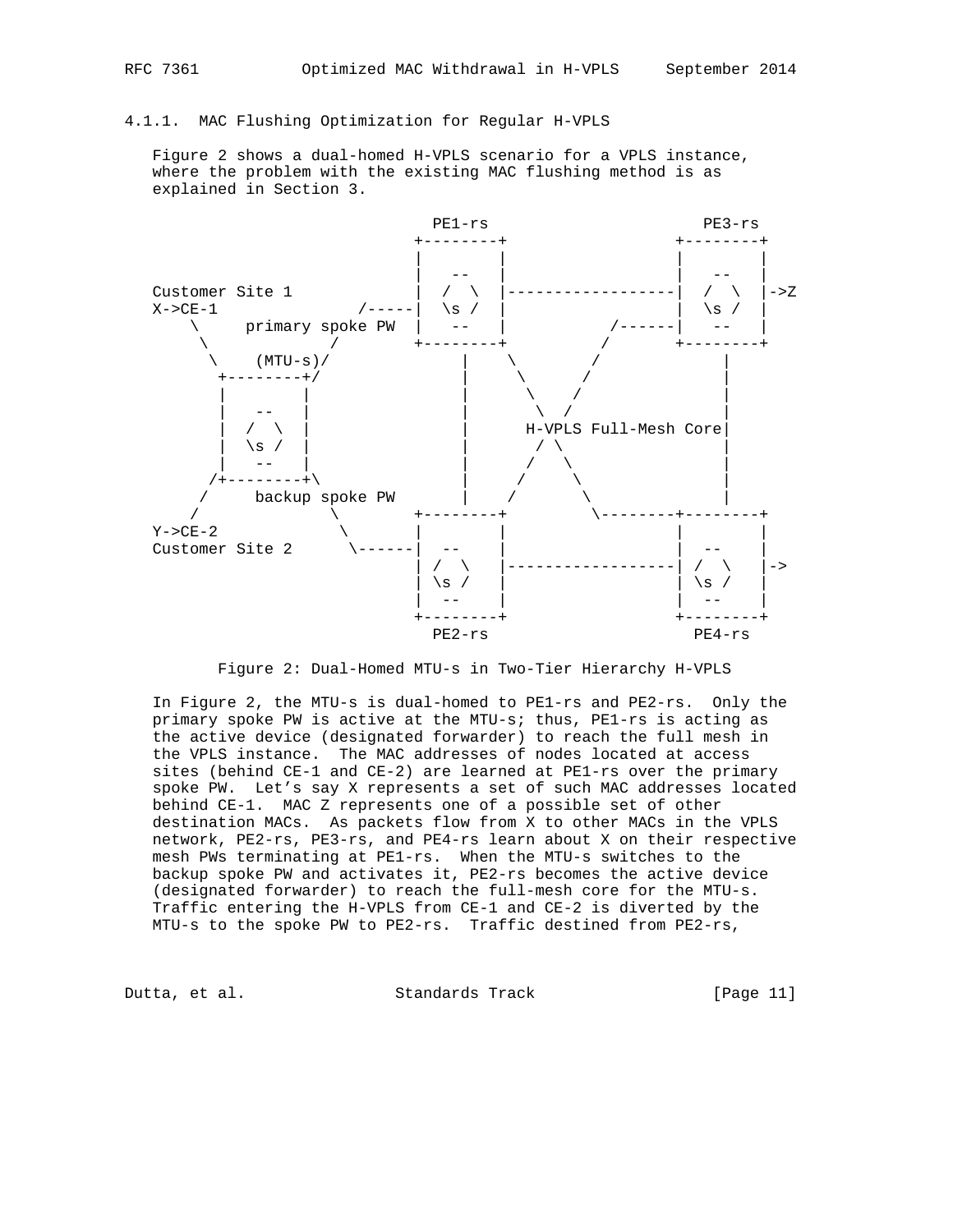#### 4.1.1. MAC Flushing Optimization for Regular H-VPLS

Figure 2 shows a dual-homed H-VPLS scenario for a VPLS instance, where the problem with the existing MAC flushing method is as explained in Section 3.

```
                         PE1-rs                PE3-rs
                       +--------+            +--------+
                       |        |            |        |
                       |   --   |            |   --   |
Customer Site 1        |  /  \  |------------|  /  \  |->Z
X->CE-1          /-----|  \s /  |            |  \s /  |
    \     primary spoke PW  |   --   |    /-----|   --   |
     \          /      +--------+   /        +--------+
      \    (MTU-s)/         |    \      /          |
       +--------+/          |     \    /           |
       |        |           |      \  /            |
       |   --   |           |       \/             |
       |  /  \  |           |   H-VPLS Full-Mesh Core|
       |  \s /  |           |       / \            |
       |   --   |           |      /   \           |
      /+--------+\          |     /     \          |
     /     backup spoke PW  |    /       \         |
    /           \      +--------+         \--------+--------+
Y->CE-2          \     |        |            |        |
Customer Site 2   \----|  --    |            |  --    |
                       | /  \   |------------| /  \   |->
                       | \s /   |            | \s /   |
                       |  --    |            |  --    |
                       +--------+            +--------+
                         PE2-rs                PE4-rs
```

Figure 2: Dual-Homed MTU-s in Two-Tier Hierarchy H-VPLS

In Figure 2, the MTU-s is dual-homed to PE1-rs and PE2-rs. Only the primary spoke PW is active at the MTU-s; thus, PE1-rs is acting as the active device (designated forwarder) to reach the full mesh in the VPLS instance. The MAC addresses of nodes located at access sites (behind CE-1 and CE-2) are learned at PE1-rs over the primary spoke PW. Let's say X represents a set of such MAC addresses located behind CE-1. MAC Z represents one of a possible set of other destination MACs. As packets flow from X to other MACs in the VPLS network, PE2-rs, PE3-rs, and PE4-rs learn about X on their respective mesh PWs terminating at PE1-rs. When the MTU-s switches to the backup spoke PW and activates it, PE2-rs becomes the active device (designated forwarder) to reach the full-mesh core for the MTU-s. Traffic entering the H-VPLS from CE-1 and CE-2 is diverted by the MTU-s to the spoke PW to PE2-rs. Traffic destined from PE2-rs,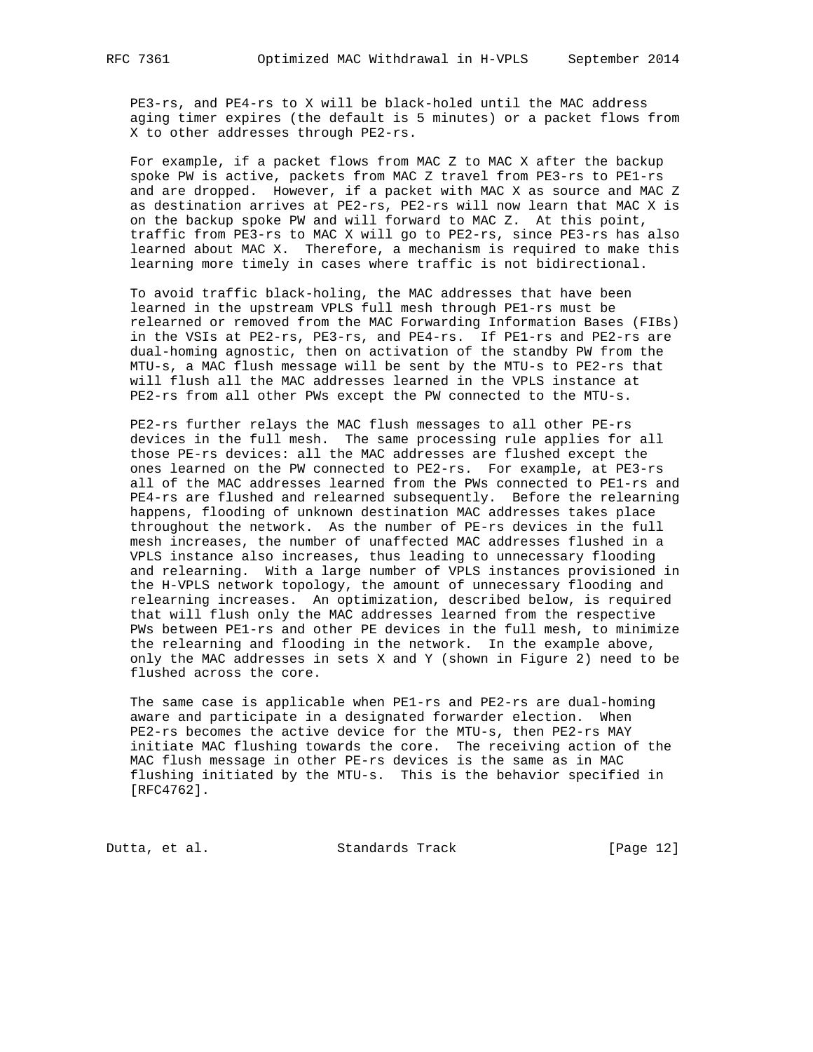PE3-rs, and PE4-rs to X will be black-holed until the MAC address aging timer expires (the default is 5 minutes) or a packet flows from X to other addresses through PE2-rs.

For example, if a packet flows from MAC Z to MAC X after the backup spoke PW is active, packets from MAC Z travel from PE3-rs to PE1-rs and are dropped. However, if a packet with MAC X as source and MAC Z as destination arrives at PE2-rs, PE2-rs will now learn that MAC X is on the backup spoke PW and will forward to MAC Z. At this point, traffic from PE3-rs to MAC X will go to PE2-rs, since PE3-rs has also learned about MAC X. Therefore, a mechanism is required to make this learning more timely in cases where traffic is not bidirectional.

To avoid traffic black-holing, the MAC addresses that have been learned in the upstream VPLS full mesh through PE1-rs must be relearned or removed from the MAC Forwarding Information Bases (FIBs) in the VSIs at PE2-rs, PE3-rs, and PE4-rs. If PE1-rs and PE2-rs are dual-homing agnostic, then on activation of the standby PW from the MTU-s, a MAC flush message will be sent by the MTU-s to PE2-rs that will flush all the MAC addresses learned in the VPLS instance at PE2-rs from all other PWs except the PW connected to the MTU-s.

PE2-rs further relays the MAC flush messages to all other PE-rs devices in the full mesh. The same processing rule applies for all those PE-rs devices: all the MAC addresses are flushed except the ones learned on the PW connected to PE2-rs. For example, at PE3-rs all of the MAC addresses learned from the PWs connected to PE1-rs and PE4-rs are flushed and relearned subsequently. Before the relearning happens, flooding of unknown destination MAC addresses takes place throughout the network. As the number of PE-rs devices in the full mesh increases, the number of unaffected MAC addresses flushed in a VPLS instance also increases, thus leading to unnecessary flooding and relearning. With a large number of VPLS instances provisioned in the H-VPLS network topology, the amount of unnecessary flooding and relearning increases. An optimization, described below, is required that will flush only the MAC addresses learned from the respective PWs between PE1-rs and other PE devices in the full mesh, to minimize the relearning and flooding in the network. In the example above, only the MAC addresses in sets X and Y (shown in Figure 2) need to be flushed across the core.

The same case is applicable when PE1-rs and PE2-rs are dual-homing aware and participate in a designated forwarder election. When PE2-rs becomes the active device for the MTU-s, then PE2-rs MAY initiate MAC flushing towards the core. The receiving action of the MAC flush message in other PE-rs devices is the same as in MAC flushing initiated by the MTU-s. This is the behavior specified in [RFC4762].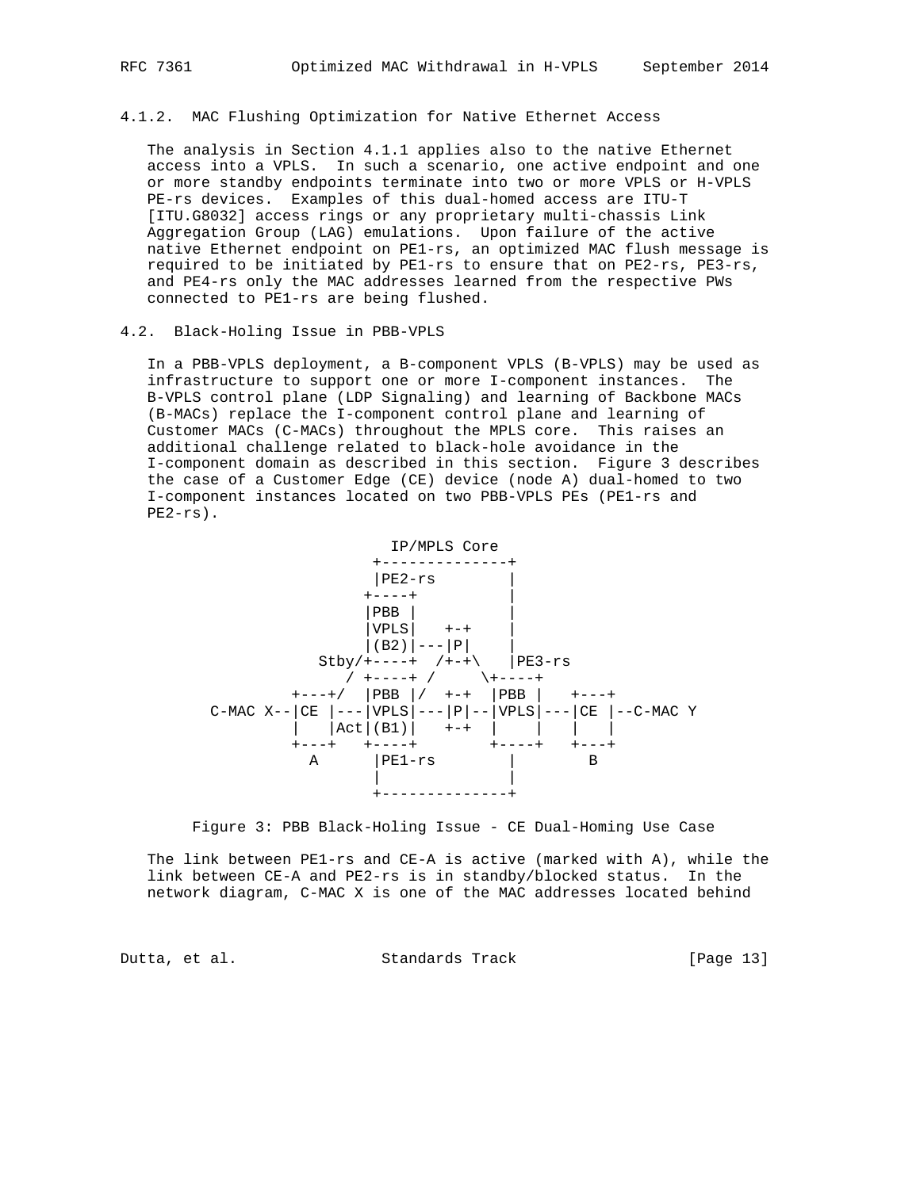### 4.1.2. MAC Flushing Optimization for Native Ethernet Access

The analysis in Section 4.1.1 applies also to the native Ethernet access into a VPLS. In such a scenario, one active endpoint and one or more standby endpoints terminate into two or more VPLS or H-VPLS PE-rs devices. Examples of this dual-homed access are ITU-T [ITU.G8032] access rings or any proprietary multi-chassis Link Aggregation Group (LAG) emulations. Upon failure of the active native Ethernet endpoint on PE1-rs, an optimized MAC flush message is required to be initiated by PE1-rs to ensure that on PE2-rs, PE3-rs, and PE4-rs only the MAC addresses learned from the respective PWs connected to PE1-rs are being flushed.

## 4.2. Black-Holing Issue in PBB-VPLS

In a PBB-VPLS deployment, a B-component VPLS (B-VPLS) may be used as infrastructure to support one or more I-component instances. The B-VPLS control plane (LDP Signaling) and learning of Backbone MACs (B-MACs) replace the I-component control plane and learning of Customer MACs (C-MACs) throughout the MPLS core. This raises an additional challenge related to black-hole avoidance in the I-component domain as described in this section. Figure 3 describes the case of a Customer Edge (CE) device (node A) dual-homed to two I-component instances located on two PBB-VPLS PEs (PE1-rs and PE2-rs).

```
                            IP/MPLS Core
                           +--------------+
                           |PE2-rs        |
                          +----+          |
                          |PBB |          |
                          |VPLS|   +-+    |
                          |(B2)|---|P|    |
                     Stby/+----+  /+-+\   |PE3-rs
                         / +----+ /     \+----+
                  +---+/  |PBB |/  +-+  |PBB |   +---+
        C-MAC X--|CE |---|VPLS|---|P|--|VPLS|---|CE |--C-MAC Y
                 |   |Act|(B1)|   +-+  |    |   |   |
                 +---+   +----+        +----+   +---+
                   A      |PE1-rs       |        B
                          |             |
                          +--------------+
```

Figure 3: PBB Black-Holing Issue - CE Dual-Homing Use Case

The link between PE1-rs and CE-A is active (marked with A), while the link between CE-A and PE2-rs is in standby/blocked status. In the network diagram, C-MAC X is one of the MAC addresses located behind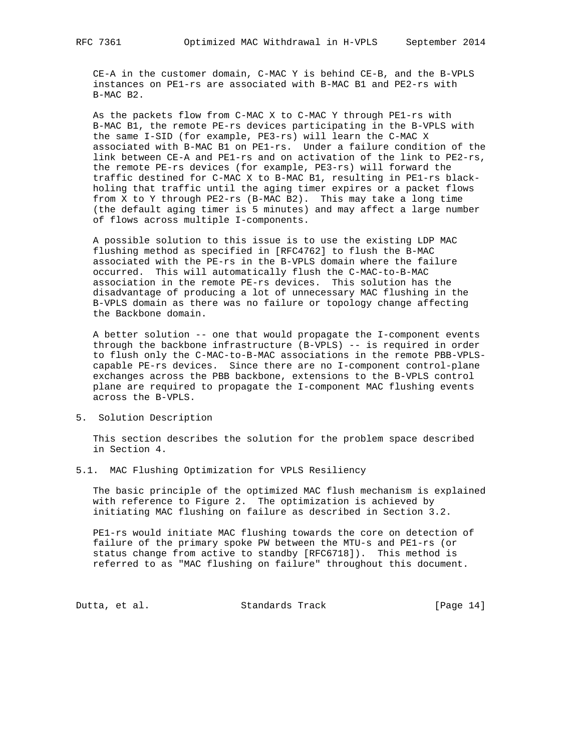CE-A in the customer domain, C-MAC Y is behind CE-B, and the B-VPLS instances on PE1-rs are associated with B-MAC B1 and PE2-rs with B-MAC B2.

As the packets flow from C-MAC X to C-MAC Y through PE1-rs with B-MAC B1, the remote PE-rs devices participating in the B-VPLS with the same I-SID (for example, PE3-rs) will learn the C-MAC X associated with B-MAC B1 on PE1-rs. Under a failure condition of the link between CE-A and PE1-rs and on activation of the link to PE2-rs, the remote PE-rs devices (for example, PE3-rs) will forward the traffic destined for C-MAC X to B-MAC B1, resulting in PE1-rs black-holing that traffic until the aging timer expires or a packet flows from X to Y through PE2-rs (B-MAC B2). This may take a long time (the default aging timer is 5 minutes) and may affect a large number of flows across multiple I-components.

A possible solution to this issue is to use the existing LDP MAC flushing method as specified in [RFC4762] to flush the B-MAC associated with the PE-rs in the B-VPLS domain where the failure occurred. This will automatically flush the C-MAC-to-B-MAC association in the remote PE-rs devices. This solution has the disadvantage of producing a lot of unnecessary MAC flushing in the B-VPLS domain as there was no failure or topology change affecting the Backbone domain.

A better solution -- one that would propagate the I-component events through the backbone infrastructure (B-VPLS) -- is required in order to flush only the C-MAC-to-B-MAC associations in the remote PBB-VPLS-capable PE-rs devices. Since there are no I-component control-plane exchanges across the PBB backbone, extensions to the B-VPLS control plane are required to propagate the I-component MAC flushing events across the B-VPLS.

## 5. Solution Description

This section describes the solution for the problem space described in Section 4.

### 5.1. MAC Flushing Optimization for VPLS Resiliency

The basic principle of the optimized MAC flush mechanism is explained with reference to Figure 2. The optimization is achieved by initiating MAC flushing on failure as described in Section 3.2.

PE1-rs would initiate MAC flushing towards the core on detection of failure of the primary spoke PW between the MTU-s and PE1-rs (or status change from active to standby [RFC6718]). This method is referred to as "MAC flushing on failure" throughout this document.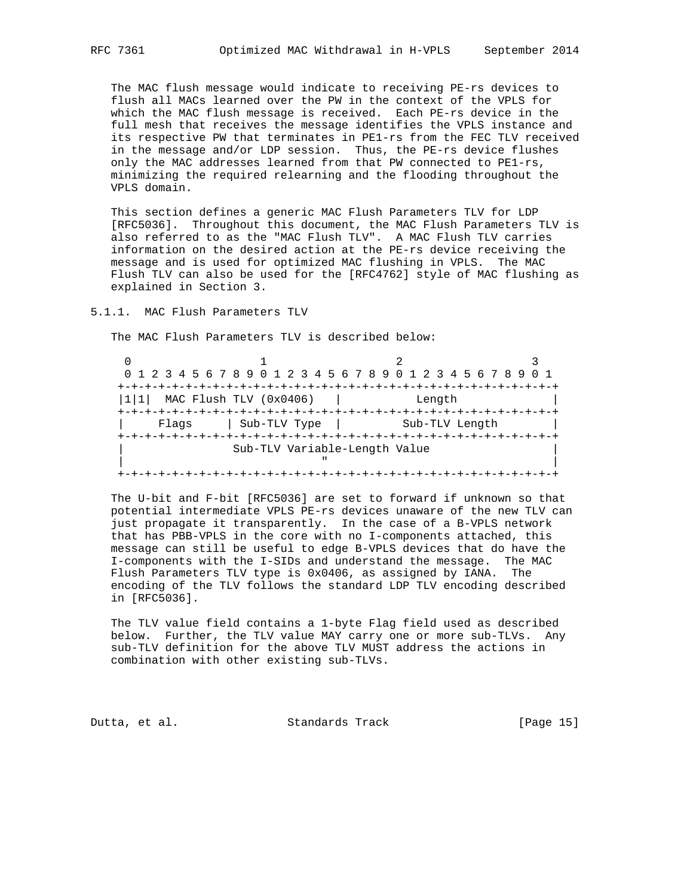The MAC flush message would indicate to receiving PE-rs devices to flush all MACs learned over the PW in the context of the VPLS for which the MAC flush message is received. Each PE-rs device in the full mesh that receives the message identifies the VPLS instance and its respective PW that terminates in PE1-rs from the FEC TLV received in the message and/or LDP session. Thus, the PE-rs device flushes only the MAC addresses learned from that PW connected to PE1-rs, minimizing the required relearning and the flooding throughout the VPLS domain.

This section defines a generic MAC Flush Parameters TLV for LDP [RFC5036]. Throughout this document, the MAC Flush Parameters TLV is also referred to as the "MAC Flush TLV". A MAC Flush TLV carries information on the desired action at the PE-rs device receiving the message and is used for optimized MAC flushing in VPLS. The MAC Flush TLV can also be used for the [RFC4762] style of MAC flushing as explained in Section 3.

#### 5.1.1. MAC Flush Parameters TLV

The MAC Flush Parameters TLV is described below:

```
 0                   1                   2                   3
 0 1 2 3 4 5 6 7 8 9 0 1 2 3 4 5 6 7 8 9 0 1 2 3 4 5 6 7 8 9 0 1
+-+-+-+-+-+-+-+-+-+-+-+-+-+-+-+-+-+-+-+-+-+-+-+-+-+-+-+-+-+-+-+-+
|1|1|  MAC Flush TLV (0x0406)   |           Length              |
+-+-+-+-+-+-+-+-+-+-+-+-+-+-+-+-+-+-+-+-+-+-+-+-+-+-+-+-+-+-+-+-+
|     Flags     | Sub-TLV Type  |         Sub-TLV Length        |
+-+-+-+-+-+-+-+-+-+-+-+-+-+-+-+-+-+-+-+-+-+-+-+-+-+-+-+-+-+-+-+-+
|                Sub-TLV Variable-Length Value                  |
|                             "                                 |
+-+-+-+-+-+-+-+-+-+-+-+-+-+-+-+-+-+-+-+-+-+-+-+-+-+-+-+-+-+-+-+-+
```

The U-bit and F-bit [RFC5036] are set to forward if unknown so that potential intermediate VPLS PE-rs devices unaware of the new TLV can just propagate it transparently. In the case of a B-VPLS network that has PBB-VPLS in the core with no I-components attached, this message can still be useful to edge B-VPLS devices that do have the I-components with the I-SIDs and understand the message. The MAC Flush Parameters TLV type is 0x0406, as assigned by IANA. The encoding of the TLV follows the standard LDP TLV encoding described in [RFC5036].

The TLV value field contains a 1-byte Flag field used as described below. Further, the TLV value MAY carry one or more sub-TLVs. Any sub-TLV definition for the above TLV MUST address the actions in combination with other existing sub-TLVs.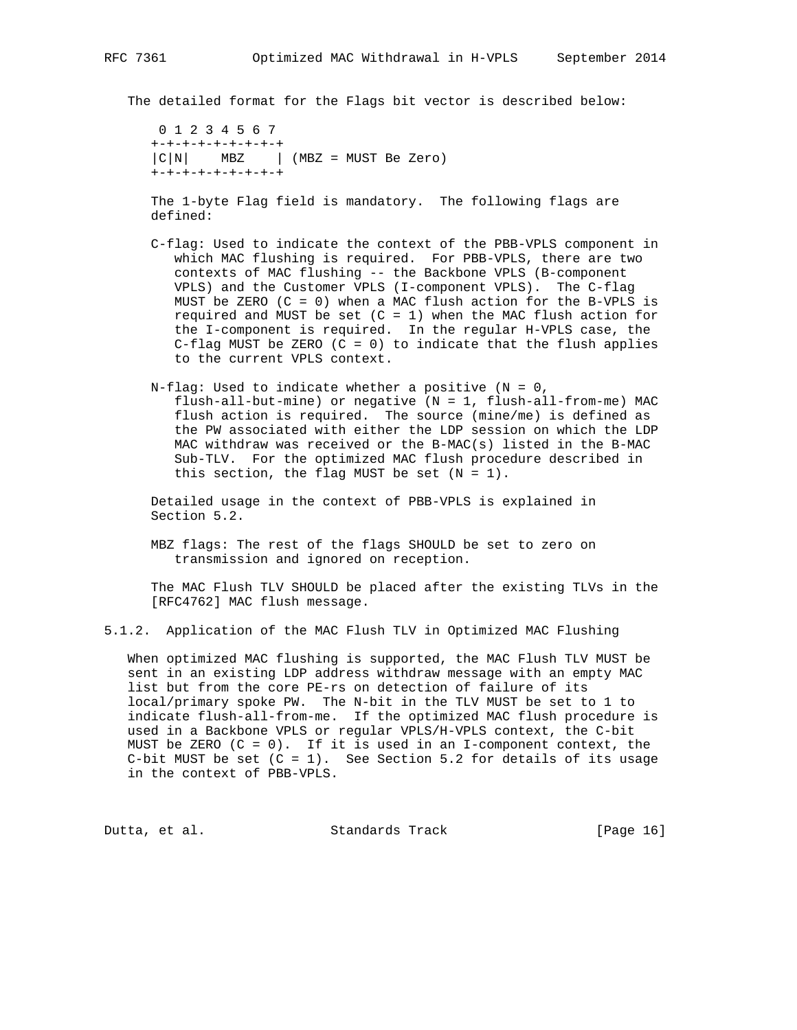The detailed format for the Flags bit vector is described below:

```
 0 1 2 3 4 5 6 7
+-+-+-+-+-+-+-+-+
|C|N|    MBZ    | (MBZ = MUST Be Zero)
+-+-+-+-+-+-+-+-+
```

The 1-byte Flag field is mandatory. The following flags are defined:

C-flag: Used to indicate the context of the PBB-VPLS component in which MAC flushing is required. For PBB-VPLS, there are two contexts of MAC flushing -- the Backbone VPLS (B-component VPLS) and the Customer VPLS (I-component VPLS). The C-flag MUST be ZERO (C = 0) when a MAC flush action for the B-VPLS is required and MUST be set (C = 1) when the MAC flush action for the I-component is required. In the regular H-VPLS case, the C-flag MUST be ZERO (C = 0) to indicate that the flush applies to the current VPLS context.

N-flag: Used to indicate whether a positive (N = 0, flush-all-but-mine) or negative (N = 1, flush-all-from-me) MAC flush action is required. The source (mine/me) is defined as the PW associated with either the LDP session on which the LDP MAC withdraw was received or the B-MAC(s) listed in the B-MAC Sub-TLV. For the optimized MAC flush procedure described in this section, the flag MUST be set (N = 1).

Detailed usage in the context of PBB-VPLS is explained in Section 5.2.

MBZ flags: The rest of the flags SHOULD be set to zero on transmission and ignored on reception.

The MAC Flush TLV SHOULD be placed after the existing TLVs in the [RFC4762] MAC flush message.

### 5.1.2. Application of the MAC Flush TLV in Optimized MAC Flushing

When optimized MAC flushing is supported, the MAC Flush TLV MUST be sent in an existing LDP address withdraw message with an empty MAC list but from the core PE-rs on detection of failure of its local/primary spoke PW. The N-bit in the TLV MUST be set to 1 to indicate flush-all-from-me. If the optimized MAC flush procedure is used in a Backbone VPLS or regular VPLS/H-VPLS context, the C-bit MUST be ZERO (C = 0). If it is used in an I-component context, the C-bit MUST be set (C = 1). See Section 5.2 for details of its usage in the context of PBB-VPLS.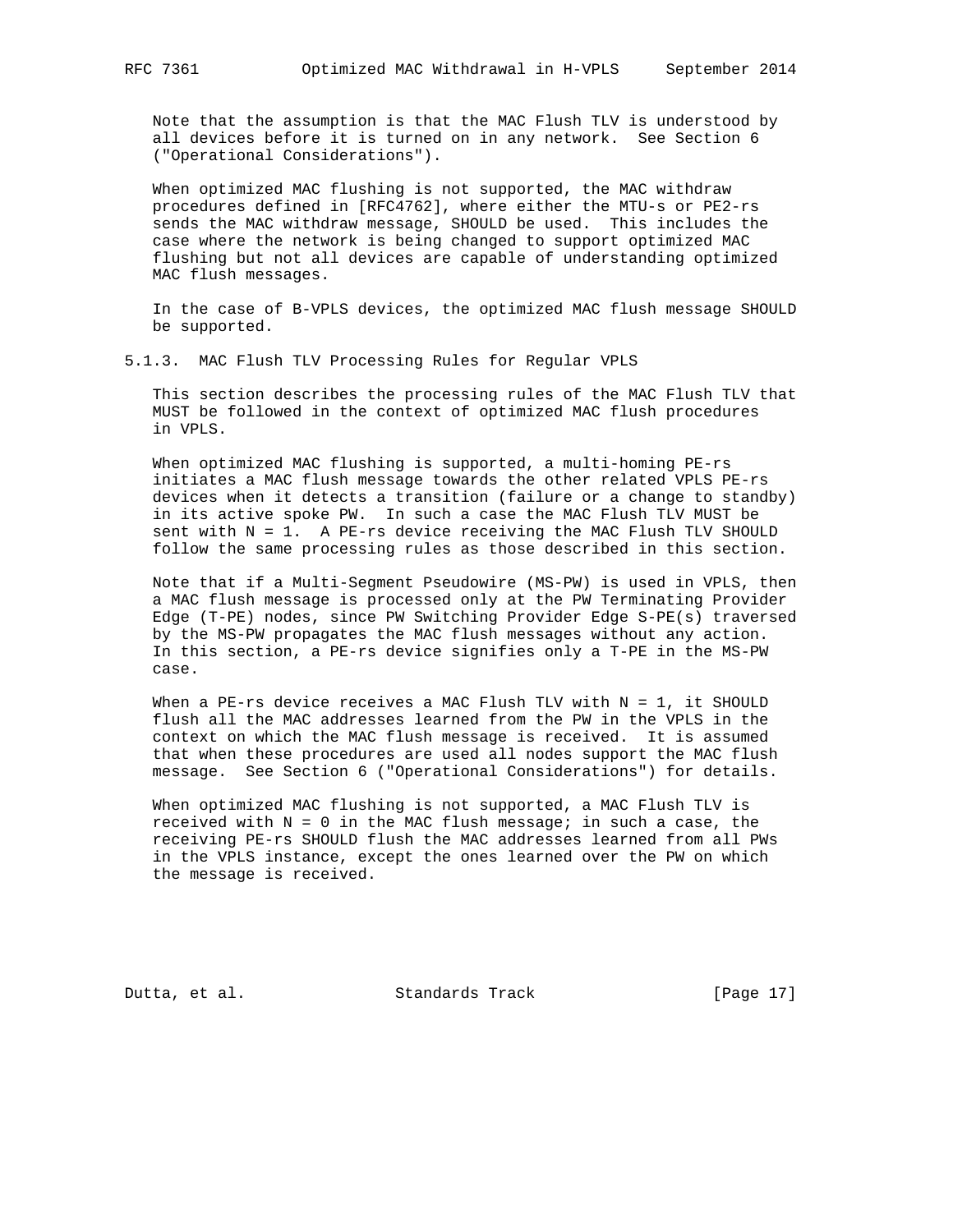Note that the assumption is that the MAC Flush TLV is understood by all devices before it is turned on in any network. See Section 6 ("Operational Considerations").

When optimized MAC flushing is not supported, the MAC withdraw procedures defined in [RFC4762], where either the MTU-s or PE2-rs sends the MAC withdraw message, SHOULD be used. This includes the case where the network is being changed to support optimized MAC flushing but not all devices are capable of understanding optimized MAC flush messages.

In the case of B-VPLS devices, the optimized MAC flush message SHOULD be supported.

### 5.1.3. MAC Flush TLV Processing Rules for Regular VPLS

This section describes the processing rules of the MAC Flush TLV that MUST be followed in the context of optimized MAC flush procedures in VPLS.

When optimized MAC flushing is supported, a multi-homing PE-rs initiates a MAC flush message towards the other related VPLS PE-rs devices when it detects a transition (failure or a change to standby) in its active spoke PW. In such a case the MAC Flush TLV MUST be sent with N = 1. A PE-rs device receiving the MAC Flush TLV SHOULD follow the same processing rules as those described in this section.

Note that if a Multi-Segment Pseudowire (MS-PW) is used in VPLS, then a MAC flush message is processed only at the PW Terminating Provider Edge (T-PE) nodes, since PW Switching Provider Edge S-PE(s) traversed by the MS-PW propagates the MAC flush messages without any action. In this section, a PE-rs device signifies only a T-PE in the MS-PW case.

When a PE-rs device receives a MAC Flush TLV with N = 1, it SHOULD flush all the MAC addresses learned from the PW in the VPLS in the context on which the MAC flush message is received. It is assumed that when these procedures are used all nodes support the MAC flush message. See Section 6 ("Operational Considerations") for details.

When optimized MAC flushing is not supported, a MAC Flush TLV is received with N = 0 in the MAC flush message; in such a case, the receiving PE-rs SHOULD flush the MAC addresses learned from all PWs in the VPLS instance, except the ones learned over the PW on which the message is received.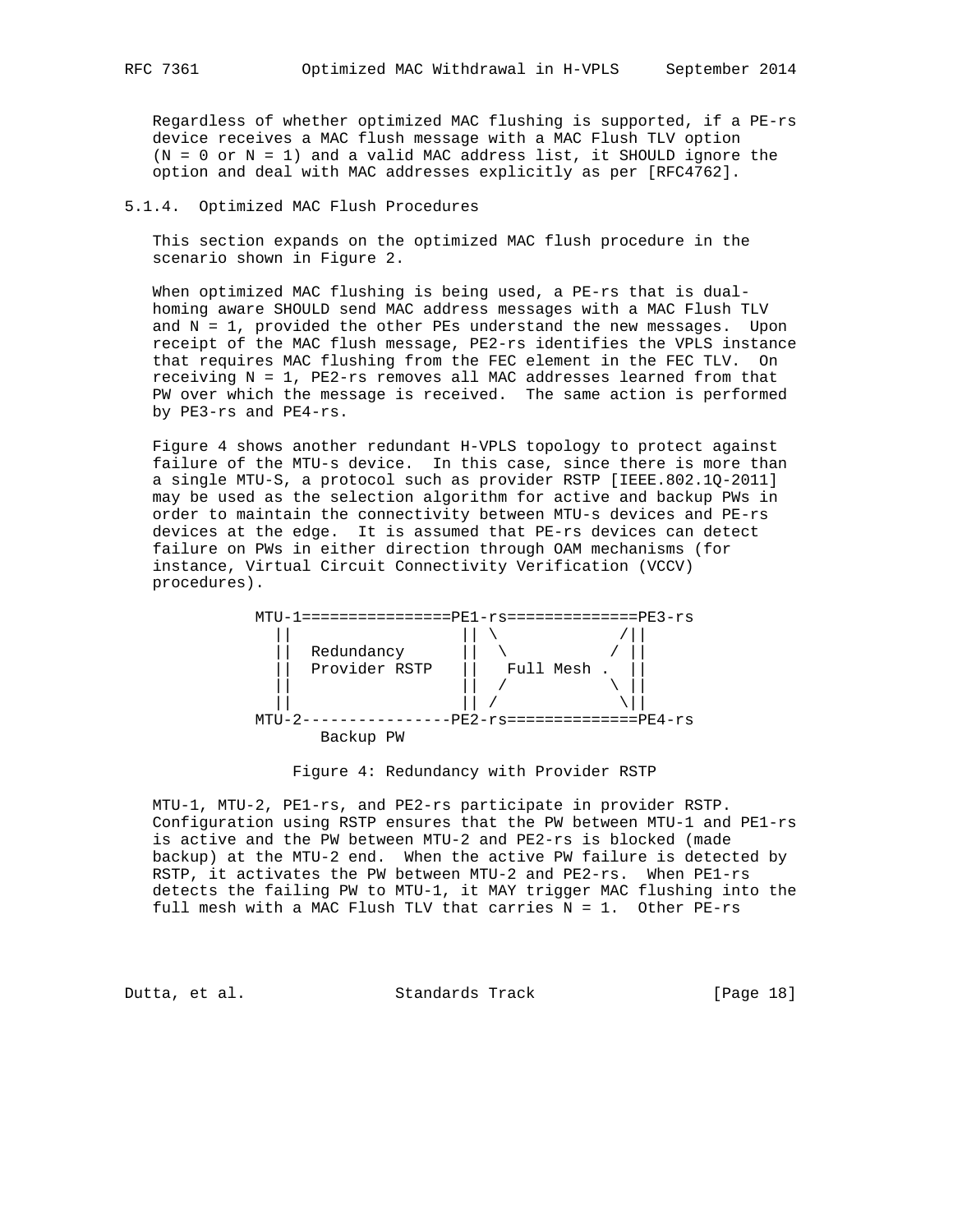Regardless of whether optimized MAC flushing is supported, if a PE-rs device receives a MAC flush message with a MAC Flush TLV option (N = 0 or N = 1) and a valid MAC address list, it SHOULD ignore the option and deal with MAC addresses explicitly as per [RFC4762].

### 5.1.4. Optimized MAC Flush Procedures

This section expands on the optimized MAC flush procedure in the scenario shown in Figure 2.

When optimized MAC flushing is being used, a PE-rs that is dual-homing aware SHOULD send MAC address messages with a MAC Flush TLV and N = 1, provided the other PEs understand the new messages. Upon receipt of the MAC flush message, PE2-rs identifies the VPLS instance that requires MAC flushing from the FEC element in the FEC TLV. On receiving N = 1, PE2-rs removes all MAC addresses learned from that PW over which the message is received. The same action is performed by PE3-rs and PE4-rs.

Figure 4 shows another redundant H-VPLS topology to protect against failure of the MTU-s device. In this case, since there is more than a single MTU-S, a protocol such as provider RSTP [IEEE.802.1Q-2011] may be used as the selection algorithm for active and backup PWs in order to maintain the connectivity between MTU-s devices and PE-rs devices at the edge. It is assumed that PE-rs devices can detect failure on PWs in either direction through OAM mechanisms (for instance, Virtual Circuit Connectivity Verification (VCCV) procedures).

```
           MTU-1================PE1-rs==============PE3-rs
             ||                 || \            /||
             ||  Redundancy     ||  \          / ||
             ||  Provider RSTP  ||   Full Mesh .  ||
             ||                 ||  /          \ ||
             ||                 || /            \||
           MTU-2----------------PE2-rs==============PE4-rs
                  Backup PW
```

Figure 4: Redundancy with Provider RSTP

MTU-1, MTU-2, PE1-rs, and PE2-rs participate in provider RSTP. Configuration using RSTP ensures that the PW between MTU-1 and PE1-rs is active and the PW between MTU-2 and PE2-rs is blocked (made backup) at the MTU-2 end. When the active PW failure is detected by RSTP, it activates the PW between MTU-2 and PE2-rs. When PE1-rs detects the failing PW to MTU-1, it MAY trigger MAC flushing into the full mesh with a MAC Flush TLV that carries N = 1. Other PE-rs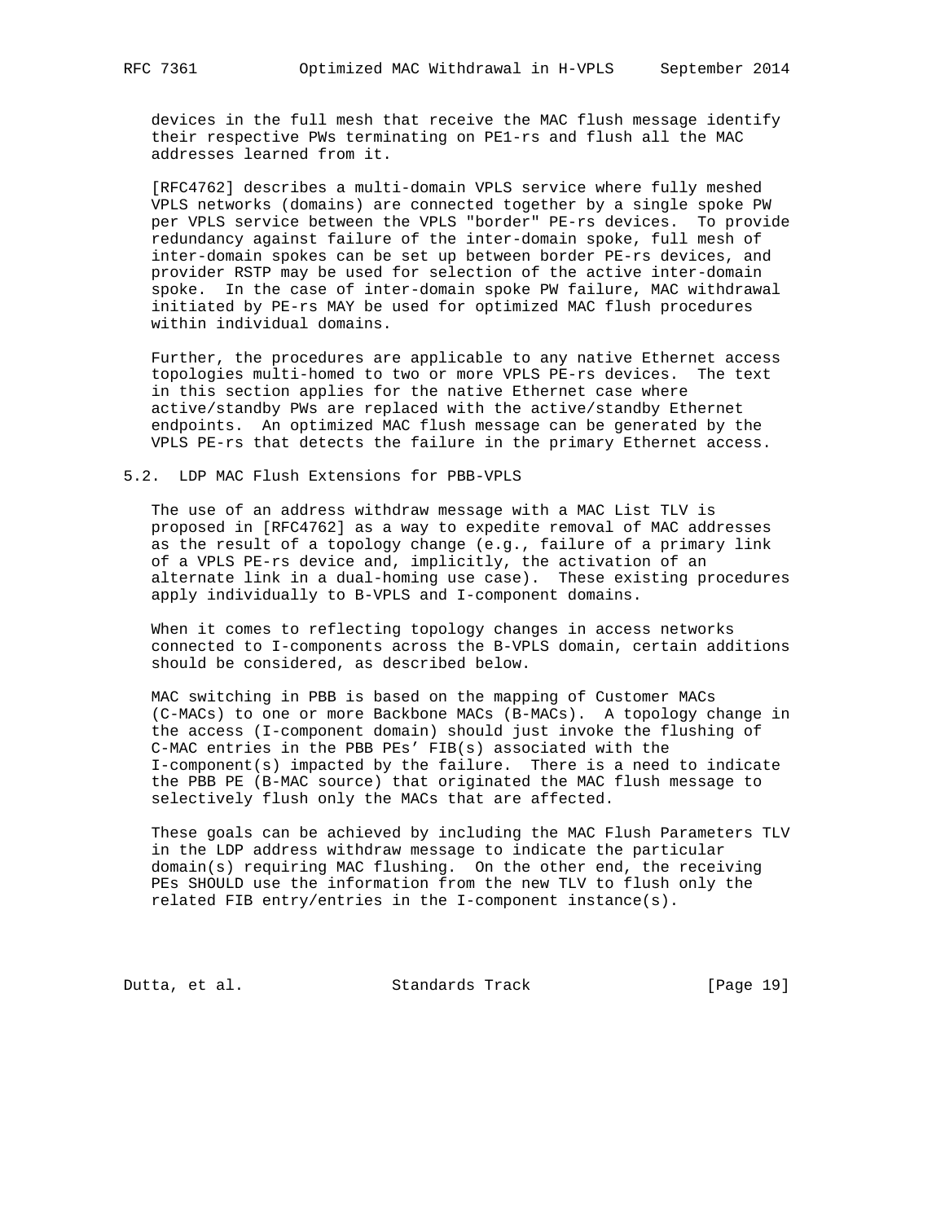devices in the full mesh that receive the MAC flush message identify their respective PWs terminating on PE1-rs and flush all the MAC addresses learned from it.

[RFC4762] describes a multi-domain VPLS service where fully meshed VPLS networks (domains) are connected together by a single spoke PW per VPLS service between the VPLS "border" PE-rs devices. To provide redundancy against failure of the inter-domain spoke, full mesh of inter-domain spokes can be set up between border PE-rs devices, and provider RSTP may be used for selection of the active inter-domain spoke. In the case of inter-domain spoke PW failure, MAC withdrawal initiated by PE-rs MAY be used for optimized MAC flush procedures within individual domains.

Further, the procedures are applicable to any native Ethernet access topologies multi-homed to two or more VPLS PE-rs devices. The text in this section applies for the native Ethernet case where active/standby PWs are replaced with the active/standby Ethernet endpoints. An optimized MAC flush message can be generated by the VPLS PE-rs that detects the failure in the primary Ethernet access.

## 5.2. LDP MAC Flush Extensions for PBB-VPLS

The use of an address withdraw message with a MAC List TLV is proposed in [RFC4762] as a way to expedite removal of MAC addresses as the result of a topology change (e.g., failure of a primary link of a VPLS PE-rs device and, implicitly, the activation of an alternate link in a dual-homing use case). These existing procedures apply individually to B-VPLS and I-component domains.

When it comes to reflecting topology changes in access networks connected to I-components across the B-VPLS domain, certain additions should be considered, as described below.

MAC switching in PBB is based on the mapping of Customer MACs (C-MACs) to one or more Backbone MACs (B-MACs). A topology change in the access (I-component domain) should just invoke the flushing of C-MAC entries in the PBB PEs' FIB(s) associated with the I-component(s) impacted by the failure. There is a need to indicate the PBB PE (B-MAC source) that originated the MAC flush message to selectively flush only the MACs that are affected.

These goals can be achieved by including the MAC Flush Parameters TLV in the LDP address withdraw message to indicate the particular domain(s) requiring MAC flushing. On the other end, the receiving PEs SHOULD use the information from the new TLV to flush only the related FIB entry/entries in the I-component instance(s).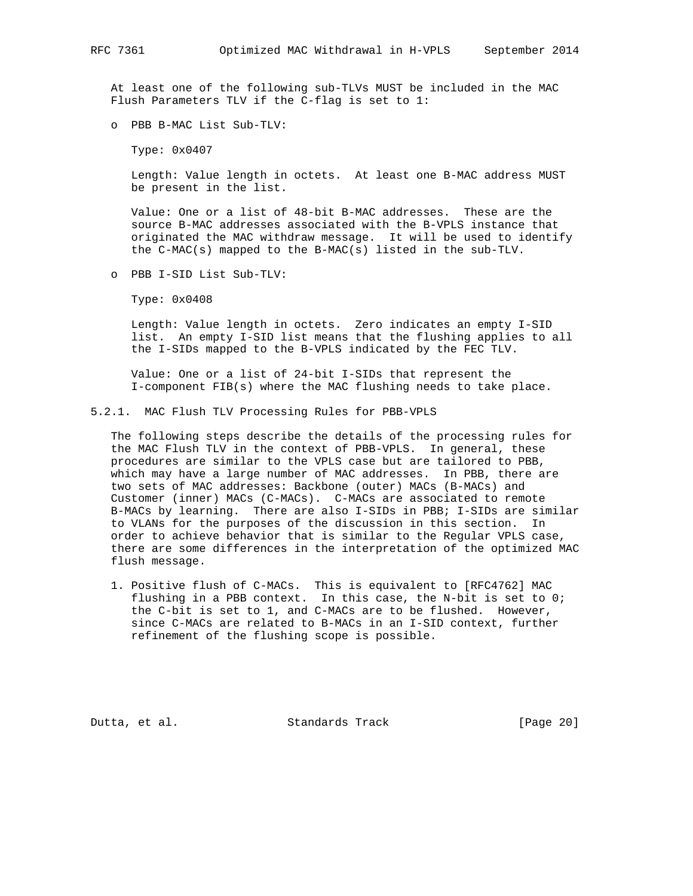At least one of the following sub-TLVs MUST be included in the MAC Flush Parameters TLV if the C-flag is set to 1:

- PBB B-MAC List Sub-TLV:

  Type: 0x0407

  Length: Value length in octets. At least one B-MAC address MUST be present in the list.

  Value: One or a list of 48-bit B-MAC addresses. These are the source B-MAC addresses associated with the B-VPLS instance that originated the MAC withdraw message. It will be used to identify the C-MAC(s) mapped to the B-MAC(s) listed in the sub-TLV.

- PBB I-SID List Sub-TLV:

  Type: 0x0408

  Length: Value length in octets. Zero indicates an empty I-SID list. An empty I-SID list means that the flushing applies to all the I-SIDs mapped to the B-VPLS indicated by the FEC TLV.

  Value: One or a list of 24-bit I-SIDs that represent the I-component FIB(s) where the MAC flushing needs to take place.

### 5.2.1. MAC Flush TLV Processing Rules for PBB-VPLS

The following steps describe the details of the processing rules for the MAC Flush TLV in the context of PBB-VPLS. In general, these procedures are similar to the VPLS case but are tailored to PBB, which may have a large number of MAC addresses. In PBB, there are two sets of MAC addresses: Backbone (outer) MACs (B-MACs) and Customer (inner) MACs (C-MACs). C-MACs are associated to remote B-MACs by learning. There are also I-SIDs in PBB; I-SIDs are similar to VLANs for the purposes of the discussion in this section. In order to achieve behavior that is similar to the Regular VPLS case, there are some differences in the interpretation of the optimized MAC flush message.

1. Positive flush of C-MACs. This is equivalent to [RFC4762] MAC flushing in a PBB context. In this case, the N-bit is set to 0; the C-bit is set to 1, and C-MACs are to be flushed. However, since C-MACs are related to B-MACs in an I-SID context, further refinement of the flushing scope is possible.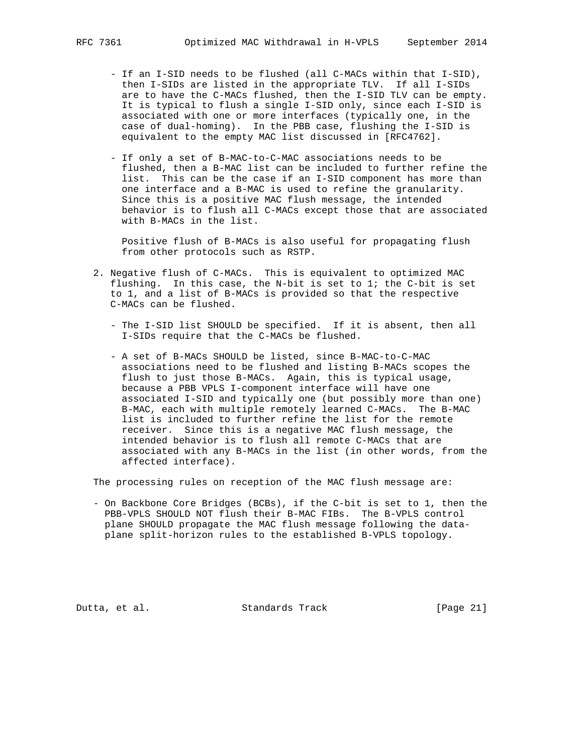- If an I-SID needs to be flushed (all C-MACs within that I-SID), then I-SIDs are listed in the appropriate TLV. If all I-SIDs are to have the C-MACs flushed, then the I-SID TLV can be empty. It is typical to flush a single I-SID only, since each I-SID is associated with one or more interfaces (typically one, in the case of dual-homing). In the PBB case, flushing the I-SID is equivalent to the empty MAC list discussed in [RFC4762].

- If only a set of B-MAC-to-C-MAC associations needs to be flushed, then a B-MAC list can be included to further refine the list. This can be the case if an I-SID component has more than one interface and a B-MAC is used to refine the granularity. Since this is a positive MAC flush message, the intended behavior is to flush all C-MACs except those that are associated with B-MACs in the list.

  Positive flush of B-MACs is also useful for propagating flush from other protocols such as RSTP.

2. Negative flush of C-MACs. This is equivalent to optimized MAC flushing. In this case, the N-bit is set to 1; the C-bit is set to 1, and a list of B-MACs is provided so that the respective C-MACs can be flushed.

   - The I-SID list SHOULD be specified. If it is absent, then all I-SIDs require that the C-MACs be flushed.

   - A set of B-MACs SHOULD be listed, since B-MAC-to-C-MAC associations need to be flushed and listing B-MACs scopes the flush to just those B-MACs. Again, this is typical usage, because a PBB VPLS I-component interface will have one associated I-SID and typically one (but possibly more than one) B-MAC, each with multiple remotely learned C-MACs. The B-MAC list is included to further refine the list for the remote receiver. Since this is a negative MAC flush message, the intended behavior is to flush all remote C-MACs that are associated with any B-MACs in the list (in other words, from the affected interface).

The processing rules on reception of the MAC flush message are:

- On Backbone Core Bridges (BCBs), if the C-bit is set to 1, then the PBB-VPLS SHOULD NOT flush their B-MAC FIBs. The B-VPLS control plane SHOULD propagate the MAC flush message following the data-plane split-horizon rules to the established B-VPLS topology.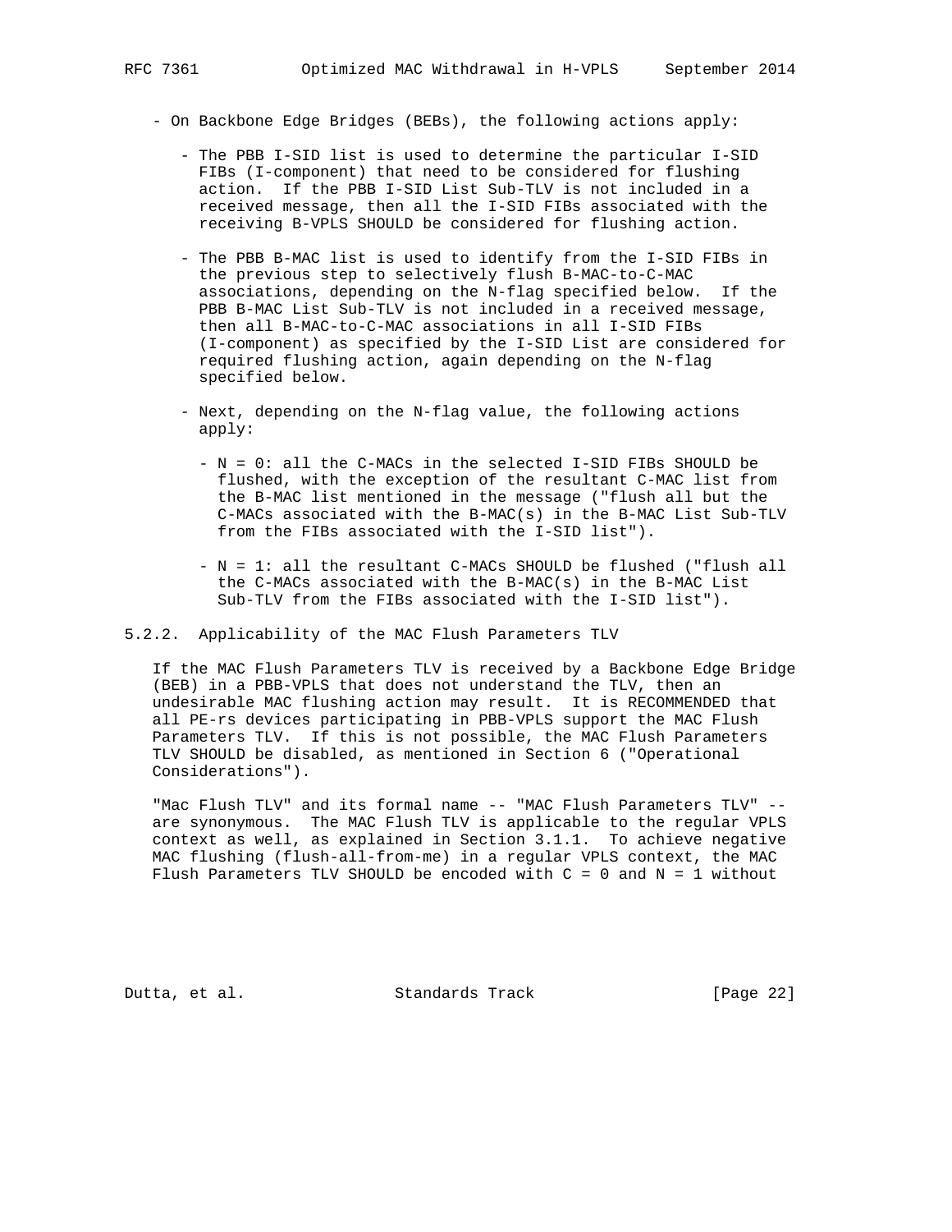- On Backbone Edge Bridges (BEBs), the following actions apply:

  - The PBB I-SID list is used to determine the particular I-SID FIBs (I-component) that need to be considered for flushing action. If the PBB I-SID List Sub-TLV is not included in a received message, then all the I-SID FIBs associated with the receiving B-VPLS SHOULD be considered for flushing action.

  - The PBB B-MAC list is used to identify from the I-SID FIBs in the previous step to selectively flush B-MAC-to-C-MAC associations, depending on the N-flag specified below. If the PBB B-MAC List Sub-TLV is not included in a received message, then all B-MAC-to-C-MAC associations in all I-SID FIBs (I-component) as specified by the I-SID List are considered for required flushing action, again depending on the N-flag specified below.

  - Next, depending on the N-flag value, the following actions apply:

    - N = 0: all the C-MACs in the selected I-SID FIBs SHOULD be flushed, with the exception of the resultant C-MAC list from the B-MAC list mentioned in the message ("flush all but the C-MACs associated with the B-MAC(s) in the B-MAC List Sub-TLV from the FIBs associated with the I-SID list").

    - N = 1: all the resultant C-MACs SHOULD be flushed ("flush all the C-MACs associated with the B-MAC(s) in the B-MAC List Sub-TLV from the FIBs associated with the I-SID list").

### 5.2.2. Applicability of the MAC Flush Parameters TLV

If the MAC Flush Parameters TLV is received by a Backbone Edge Bridge (BEB) in a PBB-VPLS that does not understand the TLV, then an undesirable MAC flushing action may result. It is RECOMMENDED that all PE-rs devices participating in PBB-VPLS support the MAC Flush Parameters TLV. If this is not possible, the MAC Flush Parameters TLV SHOULD be disabled, as mentioned in Section 6 ("Operational Considerations").

"Mac Flush TLV" and its formal name -- "MAC Flush Parameters TLV" -- are synonymous. The MAC Flush TLV is applicable to the regular VPLS context as well, as explained in Section 3.1.1. To achieve negative MAC flushing (flush-all-from-me) in a regular VPLS context, the MAC Flush Parameters TLV SHOULD be encoded with C = 0 and N = 1 without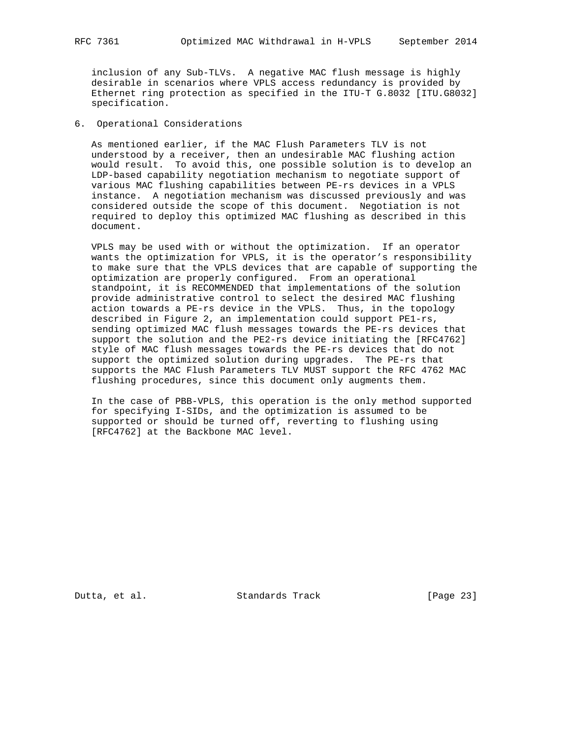inclusion of any Sub-TLVs. A negative MAC flush message is highly desirable in scenarios where VPLS access redundancy is provided by Ethernet ring protection as specified in the ITU-T G.8032 [ITU.G8032] specification.

## 6. Operational Considerations

As mentioned earlier, if the MAC Flush Parameters TLV is not understood by a receiver, then an undesirable MAC flushing action would result. To avoid this, one possible solution is to develop an LDP-based capability negotiation mechanism to negotiate support of various MAC flushing capabilities between PE-rs devices in a VPLS instance. A negotiation mechanism was discussed previously and was considered outside the scope of this document. Negotiation is not required to deploy this optimized MAC flushing as described in this document.

VPLS may be used with or without the optimization. If an operator wants the optimization for VPLS, it is the operator's responsibility to make sure that the VPLS devices that are capable of supporting the optimization are properly configured. From an operational standpoint, it is RECOMMENDED that implementations of the solution provide administrative control to select the desired MAC flushing action towards a PE-rs device in the VPLS. Thus, in the topology described in Figure 2, an implementation could support PE1-rs, sending optimized MAC flush messages towards the PE-rs devices that support the solution and the PE2-rs device initiating the [RFC4762] style of MAC flush messages towards the PE-rs devices that do not support the optimized solution during upgrades. The PE-rs that supports the MAC Flush Parameters TLV MUST support the RFC 4762 MAC flushing procedures, since this document only augments them.

In the case of PBB-VPLS, this operation is the only method supported for specifying I-SIDs, and the optimization is assumed to be supported or should be turned off, reverting to flushing using [RFC4762] at the Backbone MAC level.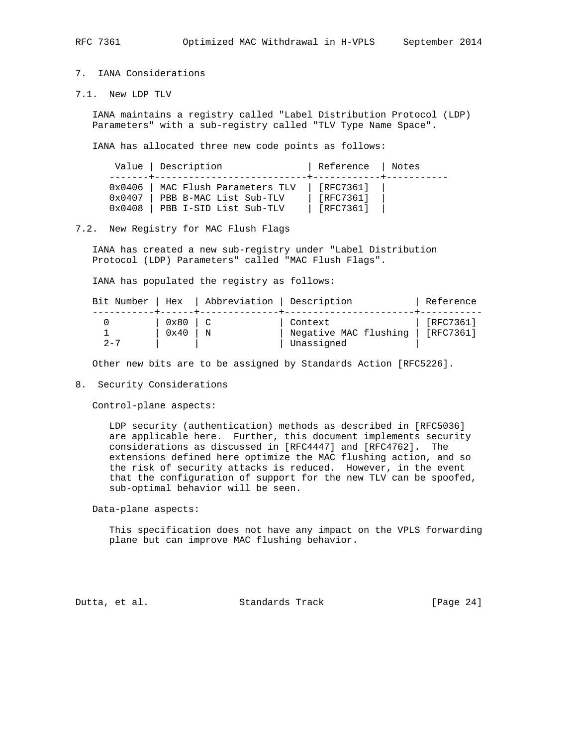## 7. IANA Considerations

### 7.1. New LDP TLV

IANA maintains a registry called "Label Distribution Protocol (LDP) Parameters" with a sub-registry called "TLV Type Name Space".

IANA has allocated three new code points as follows:

| Value | Description | Reference | Notes |
|---|---|---|---|
| 0x0406 | MAC Flush Parameters TLV | [RFC7361] | |
| 0x0407 | PBB B-MAC List Sub-TLV | [RFC7361] | |
| 0x0408 | PBB I-SID List Sub-TLV | [RFC7361] | |

### 7.2. New Registry for MAC Flush Flags

IANA has created a new sub-registry under "Label Distribution Protocol (LDP) Parameters" called "MAC Flush Flags".

IANA has populated the registry as follows:

| Bit Number | Hex | Abbreviation | Description | Reference |
|---|---|---|---|---|
| 0 | 0x80 | C | Context | [RFC7361] |
| 1 | 0x40 | N | Negative MAC flushing | [RFC7361] |
| 2-7 | | | Unassigned | |

Other new bits are to be assigned by Standards Action [RFC5226].

## 8. Security Considerations

Control-plane aspects:

LDP security (authentication) methods as described in [RFC5036] are applicable here. Further, this document implements security considerations as discussed in [RFC4447] and [RFC4762]. The extensions defined here optimize the MAC flushing action, and so the risk of security attacks is reduced. However, in the event that the configuration of support for the new TLV can be spoofed, sub-optimal behavior will be seen.

Data-plane aspects:

This specification does not have any impact on the VPLS forwarding plane but can improve MAC flushing behavior.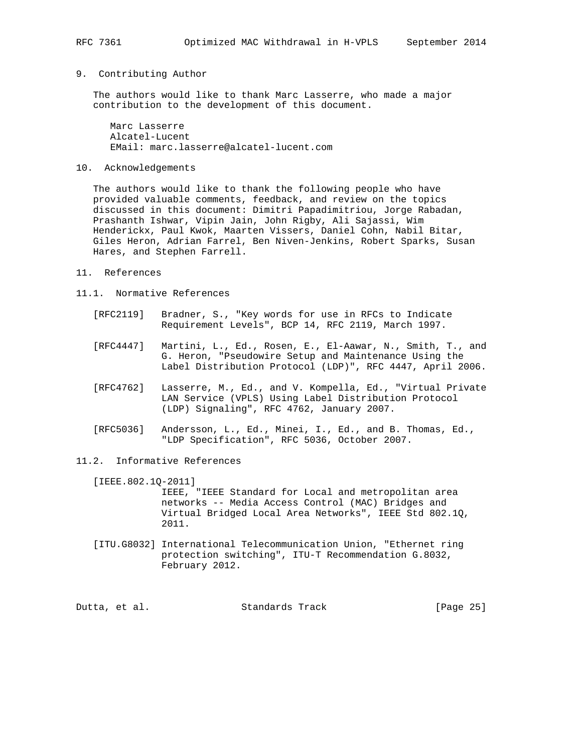## 9. Contributing Author

The authors would like to thank Marc Lasserre, who made a major contribution to the development of this document.

Marc Lasserre
Alcatel-Lucent
EMail: marc.lasserre@alcatel-lucent.com

## 10. Acknowledgements

The authors would like to thank the following people who have provided valuable comments, feedback, and review on the topics discussed in this document: Dimitri Papadimitriou, Jorge Rabadan, Prashanth Ishwar, Vipin Jain, John Rigby, Ali Sajassi, Wim Henderickx, Paul Kwok, Maarten Vissers, Daniel Cohn, Nabil Bitar, Giles Heron, Adrian Farrel, Ben Niven-Jenkins, Robert Sparks, Susan Hares, and Stephen Farrell.

## 11. References

### 11.1. Normative References

[RFC2119] Bradner, S., "Key words for use in RFCs to Indicate Requirement Levels", BCP 14, RFC 2119, March 1997.

[RFC4447] Martini, L., Ed., Rosen, E., El-Aawar, N., Smith, T., and G. Heron, "Pseudowire Setup and Maintenance Using the Label Distribution Protocol (LDP)", RFC 4447, April 2006.

[RFC4762] Lasserre, M., Ed., and V. Kompella, Ed., "Virtual Private LAN Service (VPLS) Using Label Distribution Protocol (LDP) Signaling", RFC 4762, January 2007.

[RFC5036] Andersson, L., Ed., Minei, I., Ed., and B. Thomas, Ed., "LDP Specification", RFC 5036, October 2007.

### 11.2. Informative References

[IEEE.802.1Q-2011] IEEE, "IEEE Standard for Local and metropolitan area networks -- Media Access Control (MAC) Bridges and Virtual Bridged Local Area Networks", IEEE Std 802.1Q, 2011.

[ITU.G8032] International Telecommunication Union, "Ethernet ring protection switching", ITU-T Recommendation G.8032, February 2012.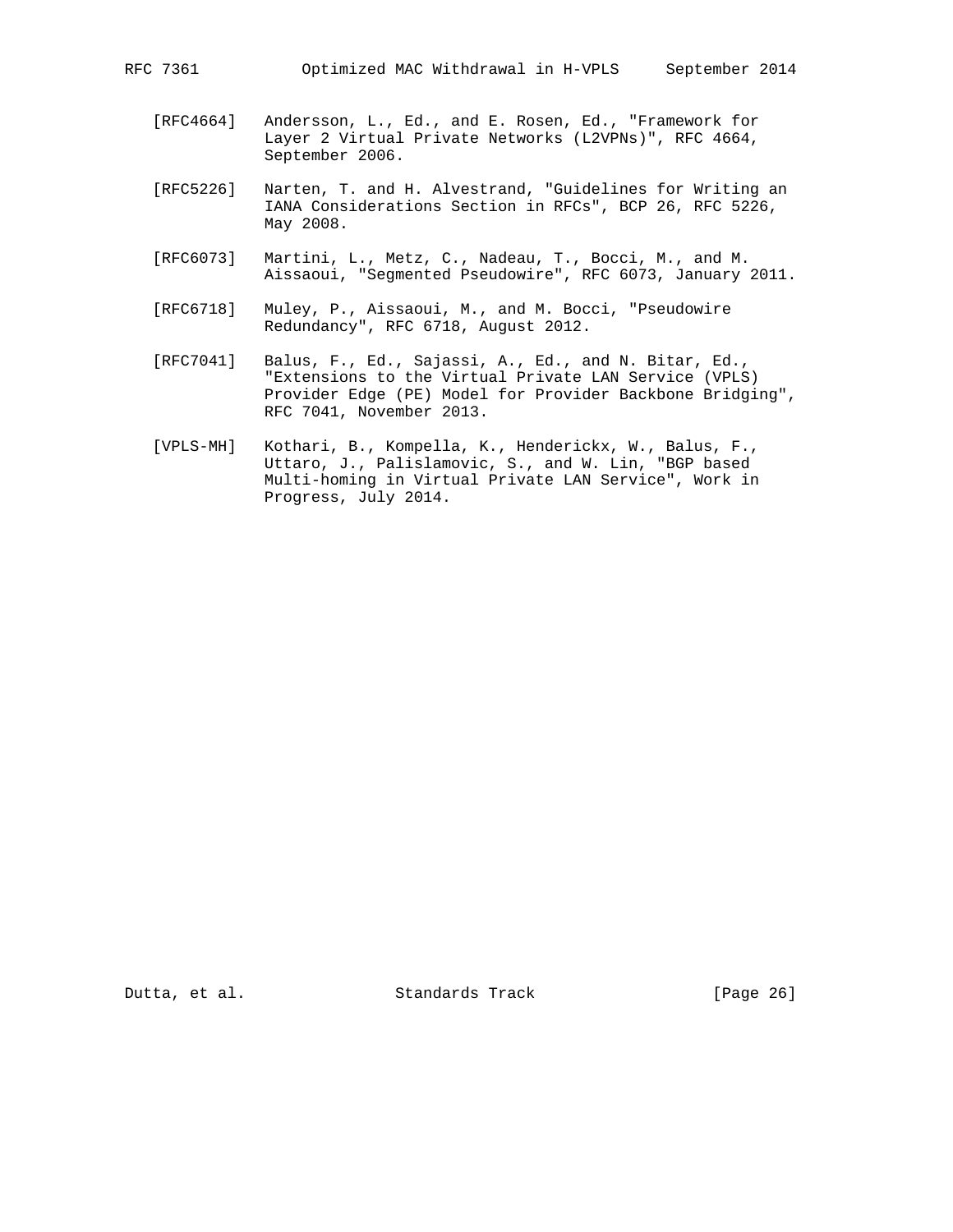[RFC4664] Andersson, L., Ed., and E. Rosen, Ed., "Framework for Layer 2 Virtual Private Networks (L2VPNs)", RFC 4664, September 2006.

[RFC5226] Narten, T. and H. Alvestrand, "Guidelines for Writing an IANA Considerations Section in RFCs", BCP 26, RFC 5226, May 2008.

[RFC6073] Martini, L., Metz, C., Nadeau, T., Bocci, M., and M. Aissaoui, "Segmented Pseudowire", RFC 6073, January 2011.

[RFC6718] Muley, P., Aissaoui, M., and M. Bocci, "Pseudowire Redundancy", RFC 6718, August 2012.

[RFC7041] Balus, F., Ed., Sajassi, A., Ed., and N. Bitar, Ed., "Extensions to the Virtual Private LAN Service (VPLS) Provider Edge (PE) Model for Provider Backbone Bridging", RFC 7041, November 2013.

[VPLS-MH] Kothari, B., Kompella, K., Henderickx, W., Balus, F., Uttaro, J., Palislamovic, S., and W. Lin, "BGP based Multi-homing in Virtual Private LAN Service", Work in Progress, July 2014.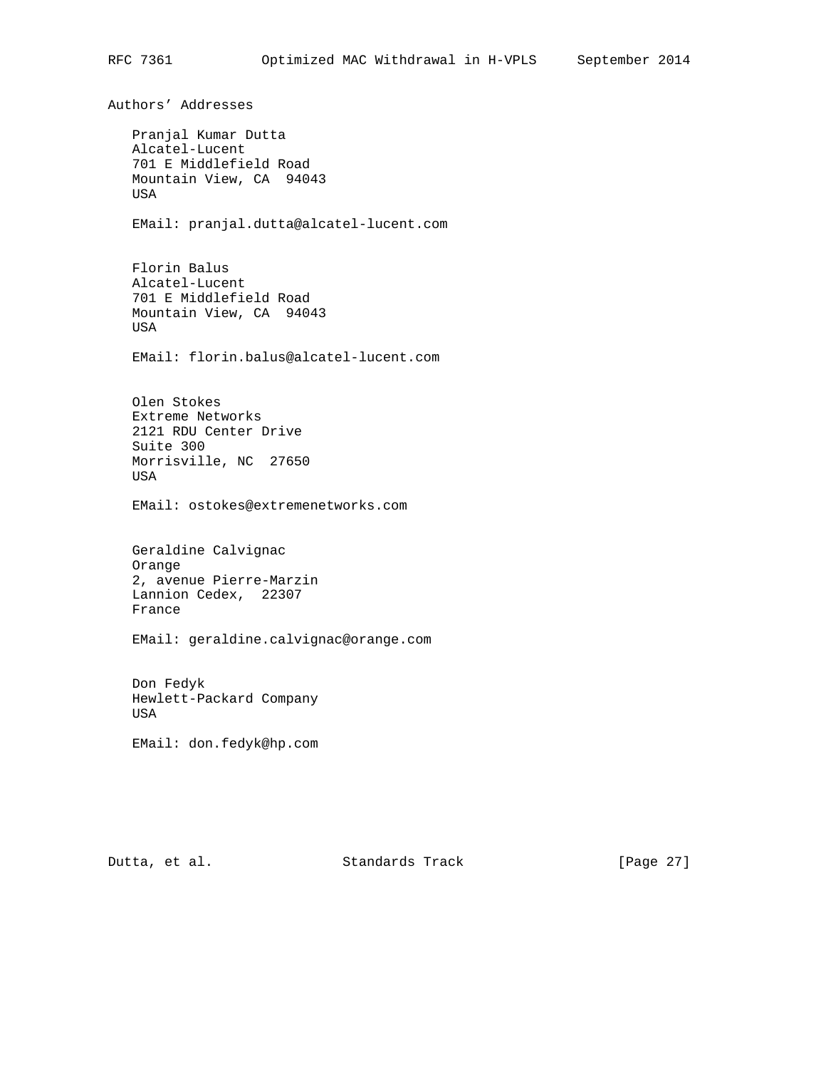## Authors' Addresses

Pranjal Kumar Dutta
Alcatel-Lucent
701 E Middlefield Road
Mountain View, CA  94043
USA

EMail: pranjal.dutta@alcatel-lucent.com

Florin Balus
Alcatel-Lucent
701 E Middlefield Road
Mountain View, CA  94043
USA

EMail: florin.balus@alcatel-lucent.com

Olen Stokes
Extreme Networks
2121 RDU Center Drive
Suite 300
Morrisville, NC  27650
USA

EMail: ostokes@extremenetworks.com

Geraldine Calvignac
Orange
2, avenue Pierre-Marzin
Lannion Cedex,  22307
France

EMail: geraldine.calvignac@orange.com

Don Fedyk
Hewlett-Packard Company
USA

EMail: don.fedyk@hp.com